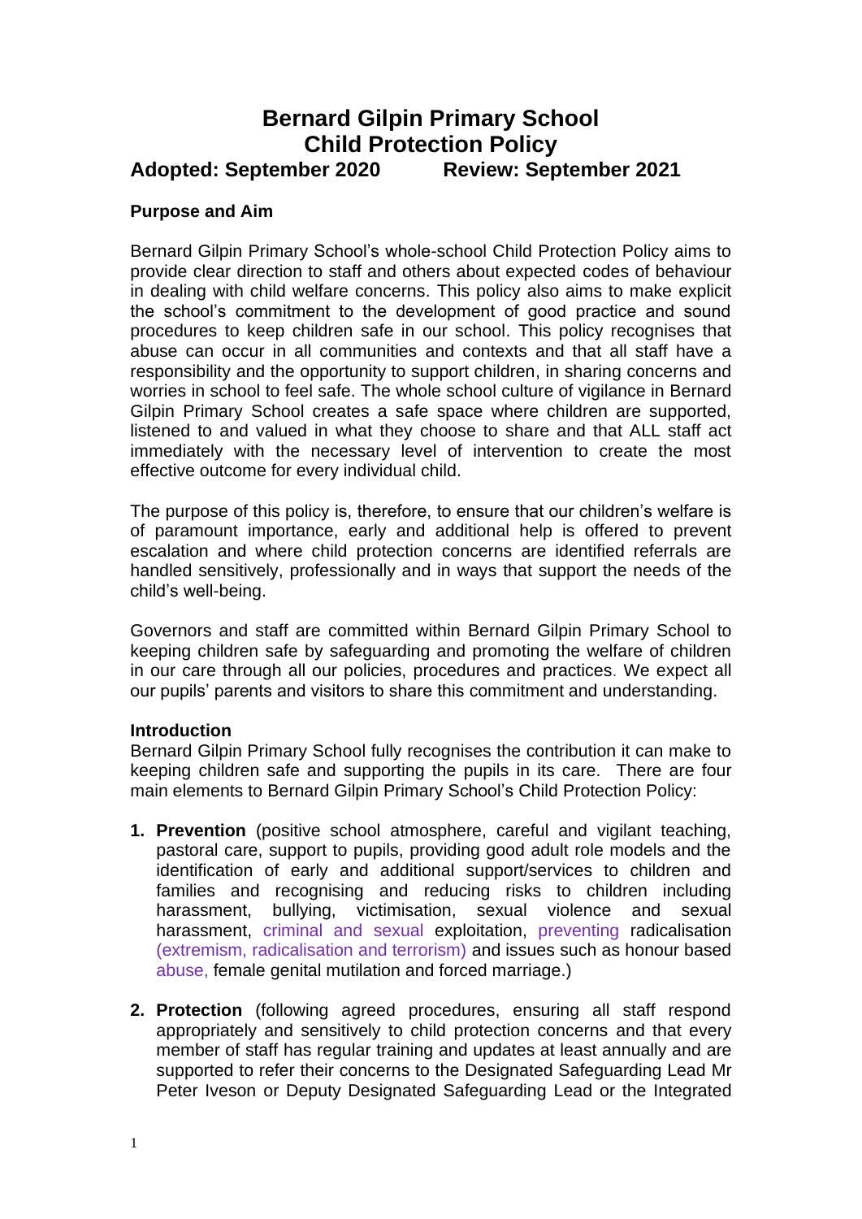# Bernard Gilpin Primary School
# Child Protection Policy

**Adopted: September 2020 Review: September 2021**

### Purpose and Aim

Bernard Gilpin Primary School's whole-school Child Protection Policy aims to provide clear direction to staff and others about expected codes of behaviour in dealing with child welfare concerns. This policy also aims to make explicit the school's commitment to the development of good practice and sound procedures to keep children safe in our school. This policy recognises that abuse can occur in all communities and contexts and that all staff have a responsibility and the opportunity to support children, in sharing concerns and worries in school to feel safe. The whole school culture of vigilance in Bernard Gilpin Primary School creates a safe space where children are supported, listened to and valued in what they choose to share and that ALL staff act immediately with the necessary level of intervention to create the most effective outcome for every individual child.

The purpose of this policy is, therefore, to ensure that our children's welfare is of paramount importance, early and additional help is offered to prevent escalation and where child protection concerns are identified referrals are handled sensitively, professionally and in ways that support the needs of the child's well-being.

Governors and staff are committed within Bernard Gilpin Primary School to keeping children safe by safeguarding and promoting the welfare of children in our care through all our policies, procedures and practices. We expect all our pupils' parents and visitors to share this commitment and understanding.

### Introduction

Bernard Gilpin Primary School fully recognises the contribution it can make to keeping children safe and supporting the pupils in its care. There are four main elements to Bernard Gilpin Primary School's Child Protection Policy:

1. **Prevention** (positive school atmosphere, careful and vigilant teaching, pastoral care, support to pupils, providing good adult role models and the identification of early and additional support/services to children and families and recognising and reducing risks to children including harassment, bullying, victimisation, sexual violence and sexual harassment, criminal and sexual exploitation, preventing radicalisation (extremism, radicalisation and terrorism) and issues such as honour based abuse, female genital mutilation and forced marriage.)

2. **Protection** (following agreed procedures, ensuring all staff respond appropriately and sensitively to child protection concerns and that every member of staff has regular training and updates at least annually and are supported to refer their concerns to the Designated Safeguarding Lead Mr Peter Iveson or Deputy Designated Safeguarding Lead or the Integrated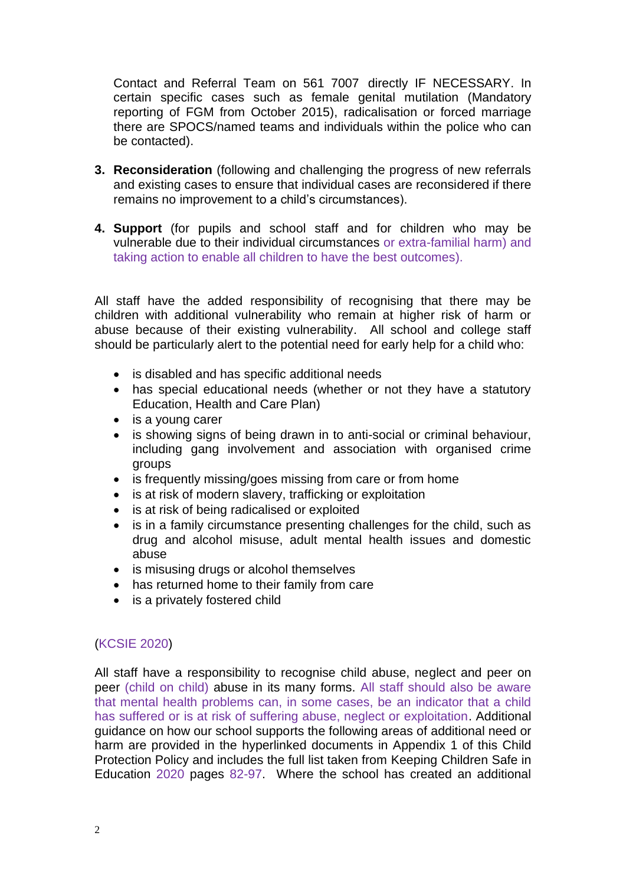Contact and Referral Team on 561 7007 directly IF NECESSARY. In certain specific cases such as female genital mutilation (Mandatory reporting of FGM from October 2015), radicalisation or forced marriage there are SPOCS/named teams and individuals within the police who can be contacted).

3. **Reconsideration** (following and challenging the progress of new referrals and existing cases to ensure that individual cases are reconsidered if there remains no improvement to a child's circumstances).

4. **Support** (for pupils and school staff and for children who may be vulnerable due to their individual circumstances or extra-familial harm) and taking action to enable all children to have the best outcomes).

All staff have the added responsibility of recognising that there may be children with additional vulnerability who remain at higher risk of harm or abuse because of their existing vulnerability. All school and college staff should be particularly alert to the potential need for early help for a child who:

- is disabled and has specific additional needs
- has special educational needs (whether or not they have a statutory Education, Health and Care Plan)
- is a young carer
- is showing signs of being drawn in to anti-social or criminal behaviour, including gang involvement and association with organised crime groups
- is frequently missing/goes missing from care or from home
- is at risk of modern slavery, trafficking or exploitation
- is at risk of being radicalised or exploited
- is in a family circumstance presenting challenges for the child, such as drug and alcohol misuse, adult mental health issues and domestic abuse
- is misusing drugs or alcohol themselves
- has returned home to their family from care
- is a privately fostered child

(KCSIE 2020)

All staff have a responsibility to recognise child abuse, neglect and peer on peer (child on child) abuse in its many forms. All staff should also be aware that mental health problems can, in some cases, be an indicator that a child has suffered or is at risk of suffering abuse, neglect or exploitation. Additional guidance on how our school supports the following areas of additional need or harm are provided in the hyperlinked documents in Appendix 1 of this Child Protection Policy and includes the full list taken from Keeping Children Safe in Education 2020 pages 82-97. Where the school has created an additional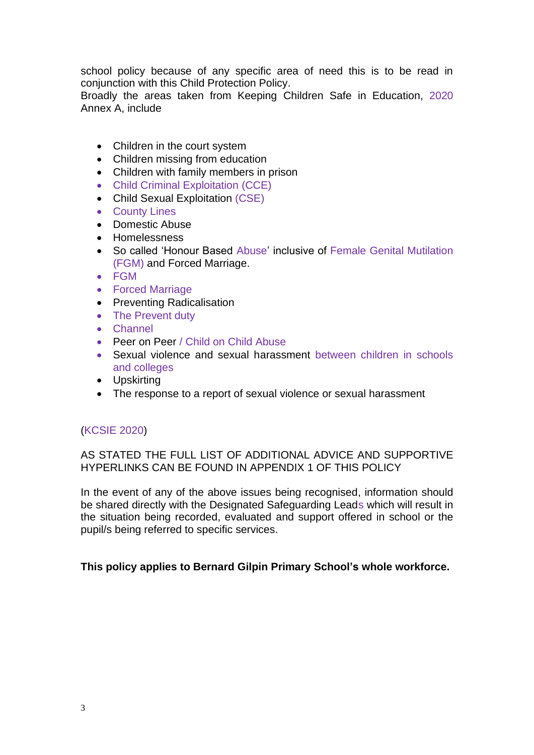school policy because of any specific area of need this is to be read in conjunction with this Child Protection Policy.
Broadly the areas taken from Keeping Children Safe in Education, 2020 Annex A, include

- Children in the court system
- Children missing from education
- Children with family members in prison
- Child Criminal Exploitation (CCE)
- Child Sexual Exploitation (CSE)
- County Lines
- Domestic Abuse
- Homelessness
- So called 'Honour Based Abuse' inclusive of Female Genital Mutilation (FGM) and Forced Marriage.
- FGM
- Forced Marriage
- Preventing Radicalisation
- The Prevent duty
- Channel
- Peer on Peer / Child on Child Abuse
- Sexual violence and sexual harassment between children in schools and colleges
- Upskirting
- The response to a report of sexual violence or sexual harassment

(KCSIE 2020)

AS STATED THE FULL LIST OF ADDITIONAL ADVICE AND SUPPORTIVE HYPERLINKS CAN BE FOUND IN APPENDIX 1 OF THIS POLICY

In the event of any of the above issues being recognised, information should be shared directly with the Designated Safeguarding Leads which will result in the situation being recorded, evaluated and support offered in school or the pupil/s being referred to specific services.

**This policy applies to Bernard Gilpin Primary School's whole workforce.**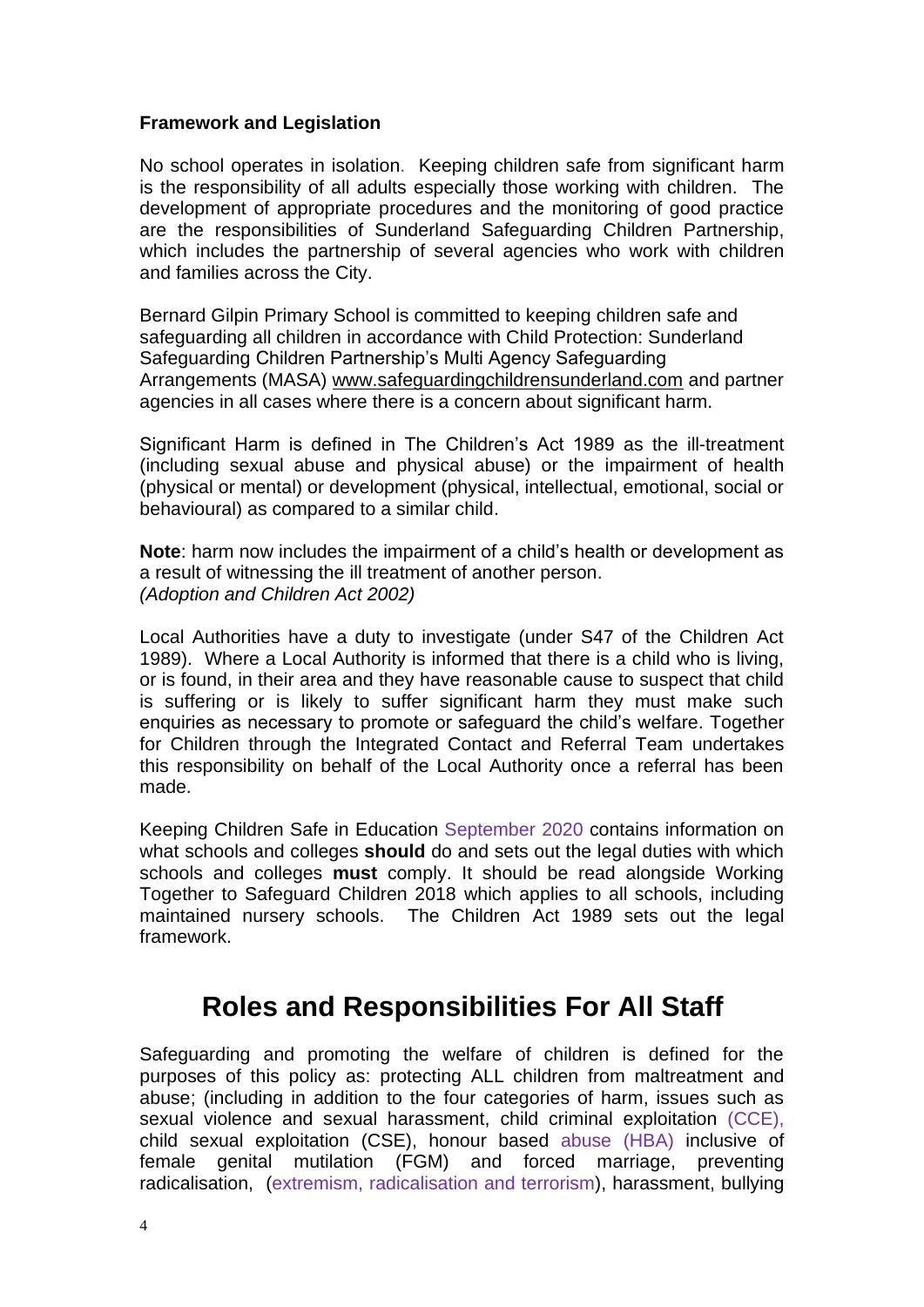**Framework and Legislation**

No school operates in isolation. Keeping children safe from significant harm is the responsibility of all adults especially those working with children. The development of appropriate procedures and the monitoring of good practice are the responsibilities of Sunderland Safeguarding Children Partnership, which includes the partnership of several agencies who work with children and families across the City.

Bernard Gilpin Primary School is committed to keeping children safe and safeguarding all children in accordance with Child Protection: Sunderland Safeguarding Children Partnership's Multi Agency Safeguarding Arrangements (MASA) www.safeguardingchildrensunderland.com and partner agencies in all cases where there is a concern about significant harm.

Significant Harm is defined in The Children's Act 1989 as the ill-treatment (including sexual abuse and physical abuse) or the impairment of health (physical or mental) or development (physical, intellectual, emotional, social or behavioural) as compared to a similar child.

**Note**: harm now includes the impairment of a child's health or development as a result of witnessing the ill treatment of another person.
*(Adoption and Children Act 2002)*

Local Authorities have a duty to investigate (under S47 of the Children Act 1989). Where a Local Authority is informed that there is a child who is living, or is found, in their area and they have reasonable cause to suspect that child is suffering or is likely to suffer significant harm they must make such enquiries as necessary to promote or safeguard the child's welfare. Together for Children through the Integrated Contact and Referral Team undertakes this responsibility on behalf of the Local Authority once a referral has been made.

Keeping Children Safe in Education September 2020 contains information on what schools and colleges **should** do and sets out the legal duties with which schools and colleges **must** comply. It should be read alongside Working Together to Safeguard Children 2018 which applies to all schools, including maintained nursery schools. The Children Act 1989 sets out the legal framework.

# Roles and Responsibilities For All Staff

Safeguarding and promoting the welfare of children is defined for the purposes of this policy as: protecting ALL children from maltreatment and abuse; (including in addition to the four categories of harm, issues such as sexual violence and sexual harassment, child criminal exploitation (CCE), child sexual exploitation (CSE), honour based abuse (HBA) inclusive of female genital mutilation (FGM) and forced marriage, preventing radicalisation, (extremism, radicalisation and terrorism), harassment, bullying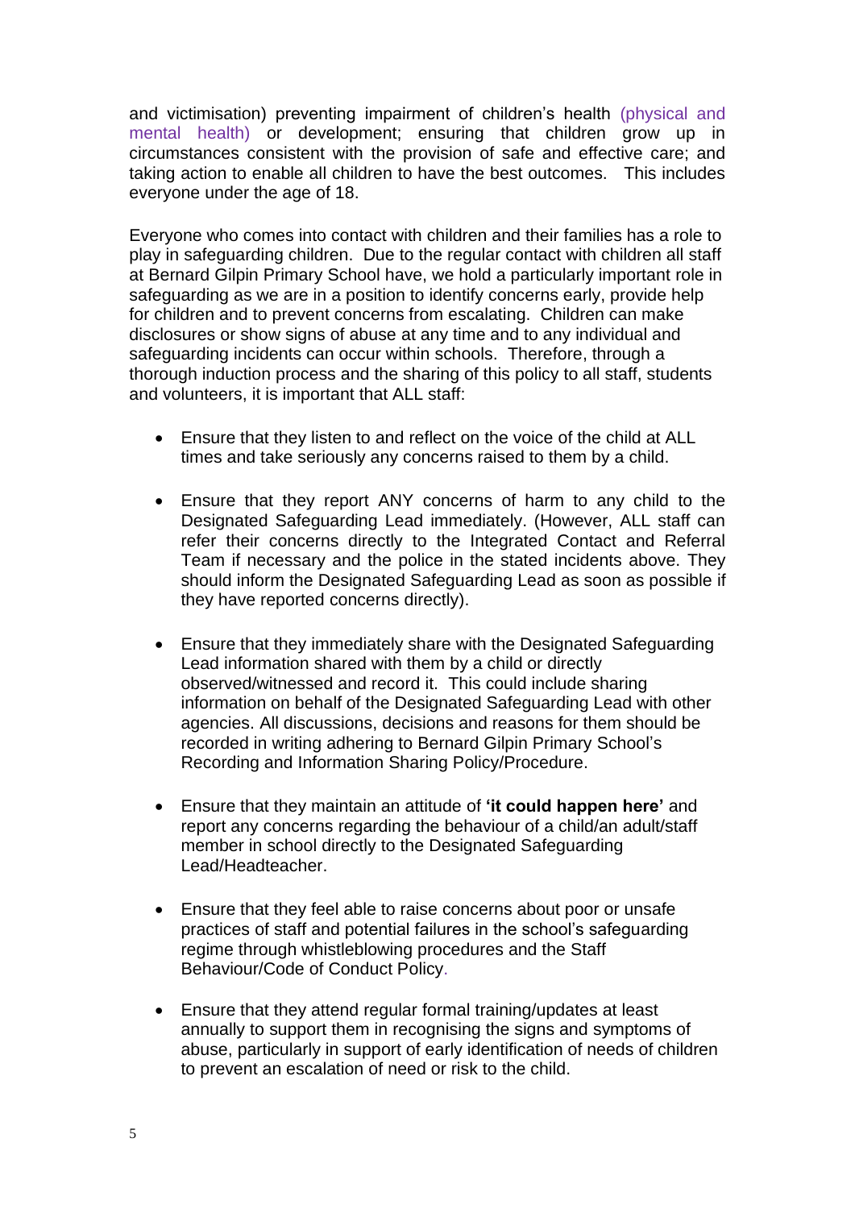and victimisation) preventing impairment of children's health (physical and mental health) or development; ensuring that children grow up in circumstances consistent with the provision of safe and effective care; and taking action to enable all children to have the best outcomes. This includes everyone under the age of 18.

Everyone who comes into contact with children and their families has a role to play in safeguarding children. Due to the regular contact with children all staff at Bernard Gilpin Primary School have, we hold a particularly important role in safeguarding as we are in a position to identify concerns early, provide help for children and to prevent concerns from escalating. Children can make disclosures or show signs of abuse at any time and to any individual and safeguarding incidents can occur within schools. Therefore, through a thorough induction process and the sharing of this policy to all staff, students and volunteers, it is important that ALL staff:

- Ensure that they listen to and reflect on the voice of the child at ALL times and take seriously any concerns raised to them by a child.

- Ensure that they report ANY concerns of harm to any child to the Designated Safeguarding Lead immediately. (However, ALL staff can refer their concerns directly to the Integrated Contact and Referral Team if necessary and the police in the stated incidents above. They should inform the Designated Safeguarding Lead as soon as possible if they have reported concerns directly).

- Ensure that they immediately share with the Designated Safeguarding Lead information shared with them by a child or directly observed/witnessed and record it. This could include sharing information on behalf of the Designated Safeguarding Lead with other agencies. All discussions, decisions and reasons for them should be recorded in writing adhering to Bernard Gilpin Primary School's Recording and Information Sharing Policy/Procedure.

- Ensure that they maintain an attitude of **'it could happen here'** and report any concerns regarding the behaviour of a child/an adult/staff member in school directly to the Designated Safeguarding Lead/Headteacher.

- Ensure that they feel able to raise concerns about poor or unsafe practices of staff and potential failures in the school's safeguarding regime through whistleblowing procedures and the Staff Behaviour/Code of Conduct Policy.

- Ensure that they attend regular formal training/updates at least annually to support them in recognising the signs and symptoms of abuse, particularly in support of early identification of needs of children to prevent an escalation of need or risk to the child.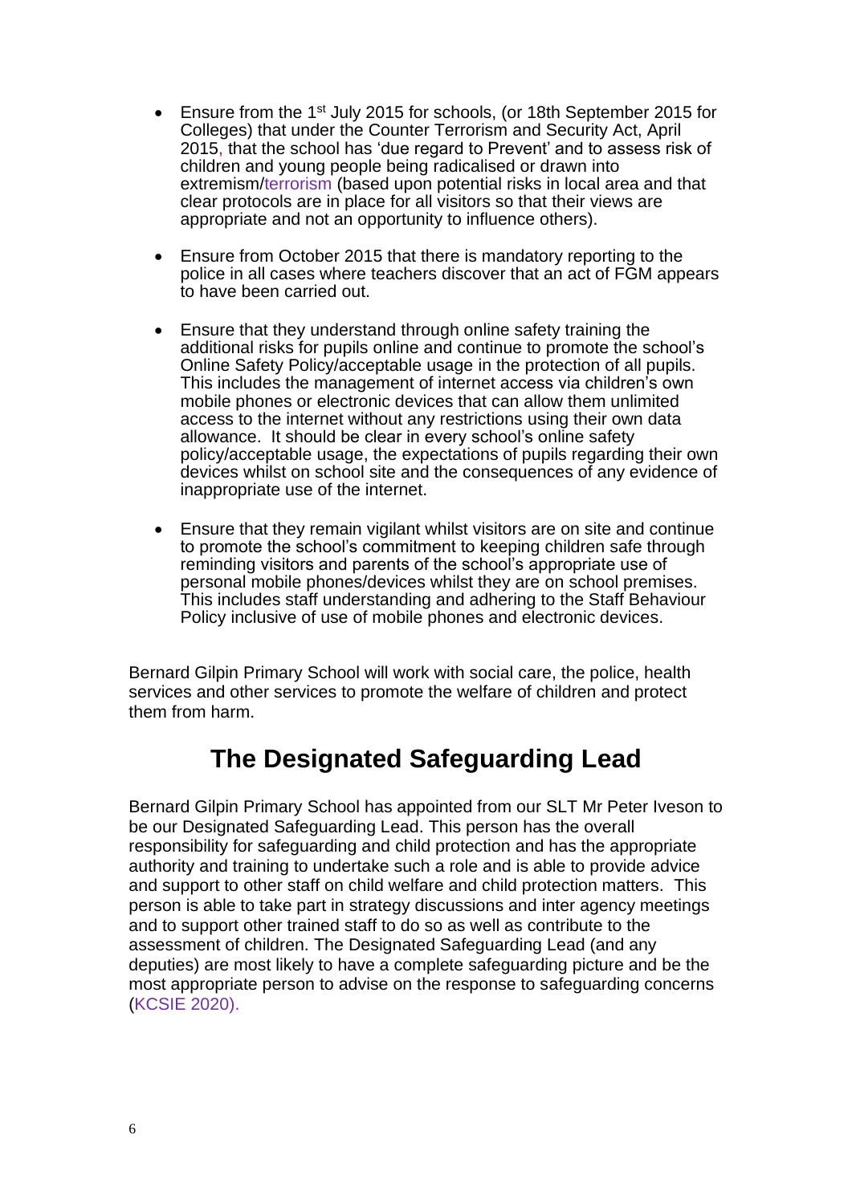- Ensure from the 1st July 2015 for schools, (or 18th September 2015 for Colleges) that under the Counter Terrorism and Security Act, April 2015, that the school has 'due regard to Prevent' and to assess risk of children and young people being radicalised or drawn into extremism/terrorism (based upon potential risks in local area and that clear protocols are in place for all visitors so that their views are appropriate and not an opportunity to influence others).

- Ensure from October 2015 that there is mandatory reporting to the police in all cases where teachers discover that an act of FGM appears to have been carried out.

- Ensure that they understand through online safety training the additional risks for pupils online and continue to promote the school's Online Safety Policy/acceptable usage in the protection of all pupils. This includes the management of internet access via children's own mobile phones or electronic devices that can allow them unlimited access to the internet without any restrictions using their own data allowance. It should be clear in every school's online safety policy/acceptable usage, the expectations of pupils regarding their own devices whilst on school site and the consequences of any evidence of inappropriate use of the internet.

- Ensure that they remain vigilant whilst visitors are on site and continue to promote the school's commitment to keeping children safe through reminding visitors and parents of the school's appropriate use of personal mobile phones/devices whilst they are on school premises. This includes staff understanding and adhering to the Staff Behaviour Policy inclusive of use of mobile phones and electronic devices.

Bernard Gilpin Primary School will work with social care, the police, health services and other services to promote the welfare of children and protect them from harm.

## The Designated Safeguarding Lead

Bernard Gilpin Primary School has appointed from our SLT Mr Peter Iveson to be our Designated Safeguarding Lead. This person has the overall responsibility for safeguarding and child protection and has the appropriate authority and training to undertake such a role and is able to provide advice and support to other staff on child welfare and child protection matters. This person is able to take part in strategy discussions and inter agency meetings and to support other trained staff to do so as well as contribute to the assessment of children. The Designated Safeguarding Lead (and any deputies) are most likely to have a complete safeguarding picture and be the most appropriate person to advise on the response to safeguarding concerns (KCSIE 2020).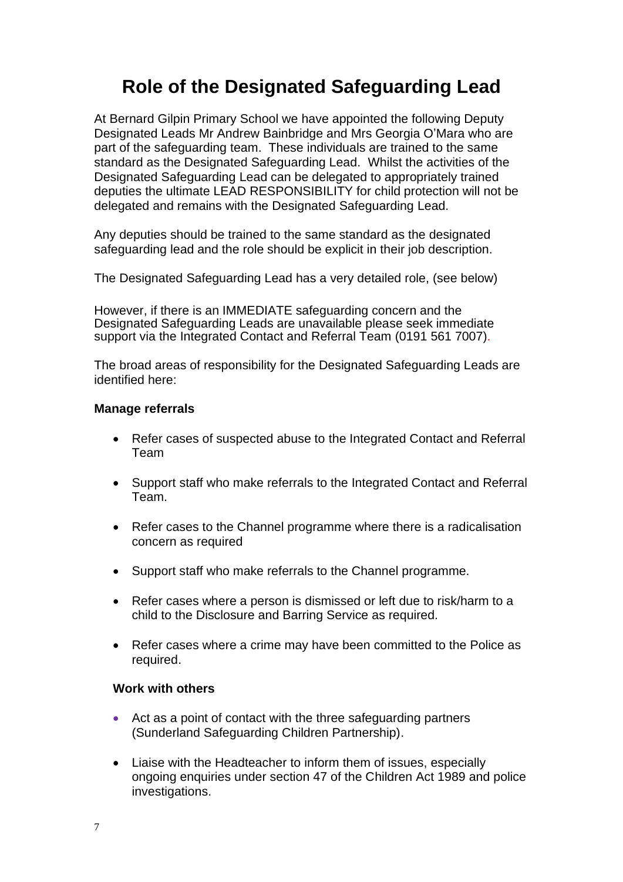# Role of the Designated Safeguarding Lead

At Bernard Gilpin Primary School we have appointed the following Deputy Designated Leads Mr Andrew Bainbridge and Mrs Georgia O'Mara who are part of the safeguarding team. These individuals are trained to the same standard as the Designated Safeguarding Lead. Whilst the activities of the Designated Safeguarding Lead can be delegated to appropriately trained deputies the ultimate LEAD RESPONSIBILITY for child protection will not be delegated and remains with the Designated Safeguarding Lead.

Any deputies should be trained to the same standard as the designated safeguarding lead and the role should be explicit in their job description.

The Designated Safeguarding Lead has a very detailed role, (see below)

However, if there is an IMMEDIATE safeguarding concern and the Designated Safeguarding Leads are unavailable please seek immediate support via the Integrated Contact and Referral Team (0191 561 7007).

The broad areas of responsibility for the Designated Safeguarding Leads are identified here:

**Manage referrals**

- Refer cases of suspected abuse to the Integrated Contact and Referral Team
- Support staff who make referrals to the Integrated Contact and Referral Team.
- Refer cases to the Channel programme where there is a radicalisation concern as required
- Support staff who make referrals to the Channel programme.
- Refer cases where a person is dismissed or left due to risk/harm to a child to the Disclosure and Barring Service as required.
- Refer cases where a crime may have been committed to the Police as required.

**Work with others**

- Act as a point of contact with the three safeguarding partners (Sunderland Safeguarding Children Partnership).
- Liaise with the Headteacher to inform them of issues, especially ongoing enquiries under section 47 of the Children Act 1989 and police investigations.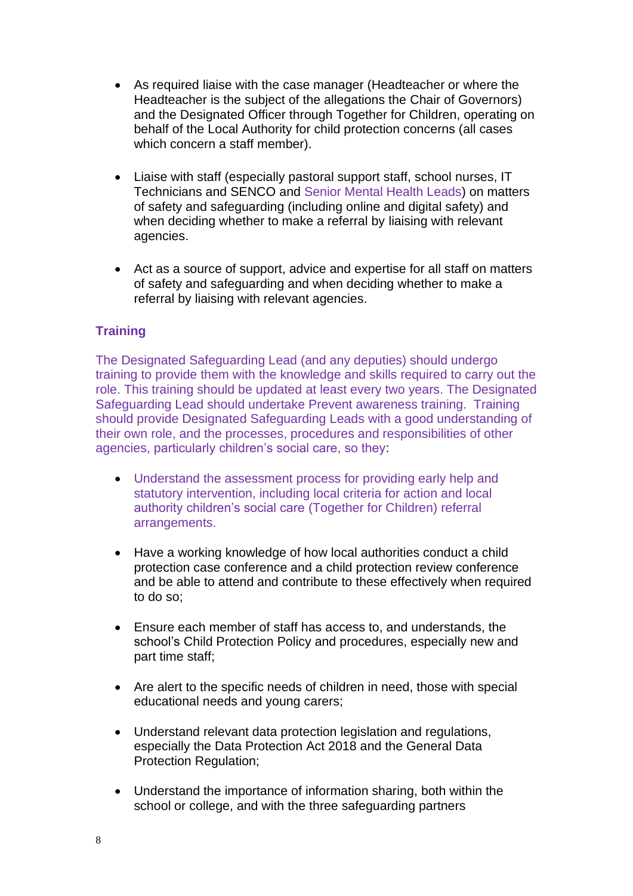- As required liaise with the case manager (Headteacher or where the Headteacher is the subject of the allegations the Chair of Governors) and the Designated Officer through Together for Children, operating on behalf of the Local Authority for child protection concerns (all cases which concern a staff member).

- Liaise with staff (especially pastoral support staff, school nurses, IT Technicians and SENCO and Senior Mental Health Leads) on matters of safety and safeguarding (including online and digital safety) and when deciding whether to make a referral by liaising with relevant agencies.

- Act as a source of support, advice and expertise for all staff on matters of safety and safeguarding and when deciding whether to make a referral by liaising with relevant agencies.

### Training

The Designated Safeguarding Lead (and any deputies) should undergo training to provide them with the knowledge and skills required to carry out the role. This training should be updated at least every two years. The Designated Safeguarding Lead should undertake Prevent awareness training. Training should provide Designated Safeguarding Leads with a good understanding of their own role, and the processes, procedures and responsibilities of other agencies, particularly children's social care, so they:

- Understand the assessment process for providing early help and statutory intervention, including local criteria for action and local authority children's social care (Together for Children) referral arrangements.

- Have a working knowledge of how local authorities conduct a child protection case conference and a child protection review conference and be able to attend and contribute to these effectively when required to do so;

- Ensure each member of staff has access to, and understands, the school's Child Protection Policy and procedures, especially new and part time staff;

- Are alert to the specific needs of children in need, those with special educational needs and young carers;

- Understand relevant data protection legislation and regulations, especially the Data Protection Act 2018 and the General Data Protection Regulation;

- Understand the importance of information sharing, both within the school or college, and with the three safeguarding partners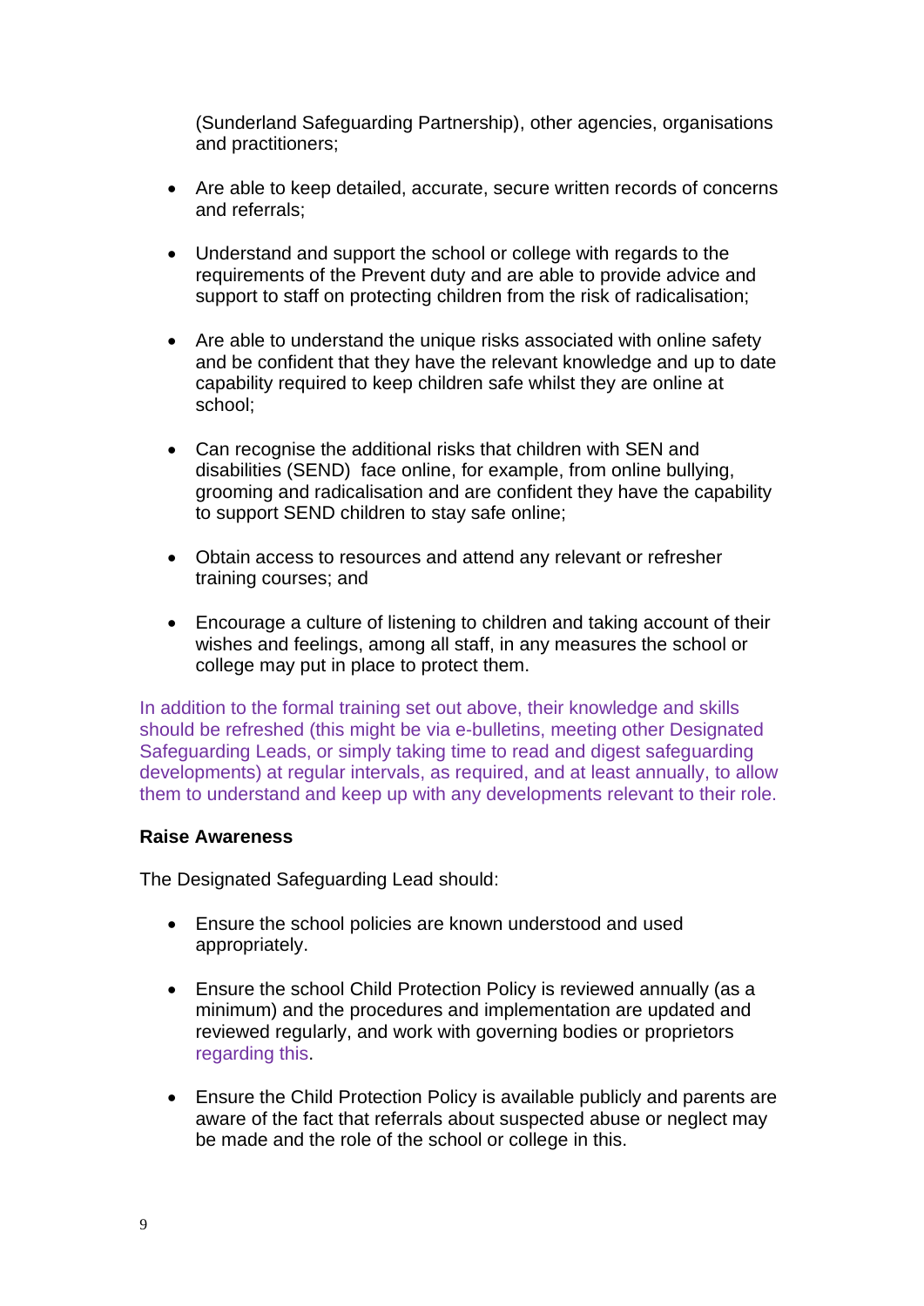(Sunderland Safeguarding Partnership), other agencies, organisations and practitioners;

- Are able to keep detailed, accurate, secure written records of concerns and referrals;
- Understand and support the school or college with regards to the requirements of the Prevent duty and are able to provide advice and support to staff on protecting children from the risk of radicalisation;
- Are able to understand the unique risks associated with online safety and be confident that they have the relevant knowledge and up to date capability required to keep children safe whilst they are online at school;
- Can recognise the additional risks that children with SEN and disabilities (SEND) face online, for example, from online bullying, grooming and radicalisation and are confident they have the capability to support SEND children to stay safe online;
- Obtain access to resources and attend any relevant or refresher training courses; and
- Encourage a culture of listening to children and taking account of their wishes and feelings, among all staff, in any measures the school or college may put in place to protect them.

In addition to the formal training set out above, their knowledge and skills should be refreshed (this might be via e-bulletins, meeting other Designated Safeguarding Leads, or simply taking time to read and digest safeguarding developments) at regular intervals, as required, and at least annually, to allow them to understand and keep up with any developments relevant to their role.

**Raise Awareness**

The Designated Safeguarding Lead should:

- Ensure the school policies are known understood and used appropriately.
- Ensure the school Child Protection Policy is reviewed annually (as a minimum) and the procedures and implementation are updated and reviewed regularly, and work with governing bodies or proprietors regarding this.
- Ensure the Child Protection Policy is available publicly and parents are aware of the fact that referrals about suspected abuse or neglect may be made and the role of the school or college in this.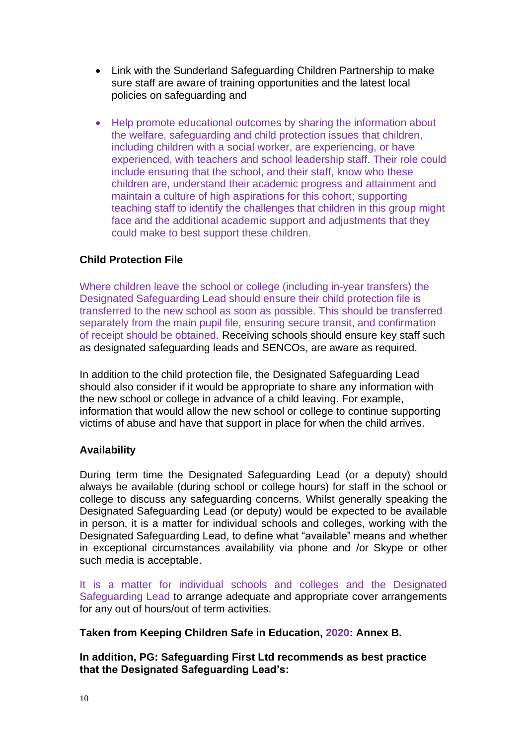- Link with the Sunderland Safeguarding Children Partnership to make sure staff are aware of training opportunities and the latest local policies on safeguarding and

- Help promote educational outcomes by sharing the information about the welfare, safeguarding and child protection issues that children, including children with a social worker, are experiencing, or have experienced, with teachers and school leadership staff. Their role could include ensuring that the school, and their staff, know who these children are, understand their academic progress and attainment and maintain a culture of high aspirations for this cohort; supporting teaching staff to identify the challenges that children in this group might face and the additional academic support and adjustments that they could make to best support these children.

**Child Protection File**

Where children leave the school or college (including in-year transfers) the Designated Safeguarding Lead should ensure their child protection file is transferred to the new school as soon as possible. This should be transferred separately from the main pupil file, ensuring secure transit, and confirmation of receipt should be obtained. Receiving schools should ensure key staff such as designated safeguarding leads and SENCOs, are aware as required.

In addition to the child protection file, the Designated Safeguarding Lead should also consider if it would be appropriate to share any information with the new school or college in advance of a child leaving. For example, information that would allow the new school or college to continue supporting victims of abuse and have that support in place for when the child arrives.

**Availability**

During term time the Designated Safeguarding Lead (or a deputy) should always be available (during school or college hours) for staff in the school or college to discuss any safeguarding concerns. Whilst generally speaking the Designated Safeguarding Lead (or deputy) would be expected to be available in person, it is a matter for individual schools and colleges, working with the Designated Safeguarding Lead, to define what "available" means and whether in exceptional circumstances availability via phone and /or Skype or other such media is acceptable.

It is a matter for individual schools and colleges and the Designated Safeguarding Lead to arrange adequate and appropriate cover arrangements for any out of hours/out of term activities.

**Taken from Keeping Children Safe in Education, 2020: Annex B.**

**In addition, PG: Safeguarding First Ltd recommends as best practice that the Designated Safeguarding Lead's:**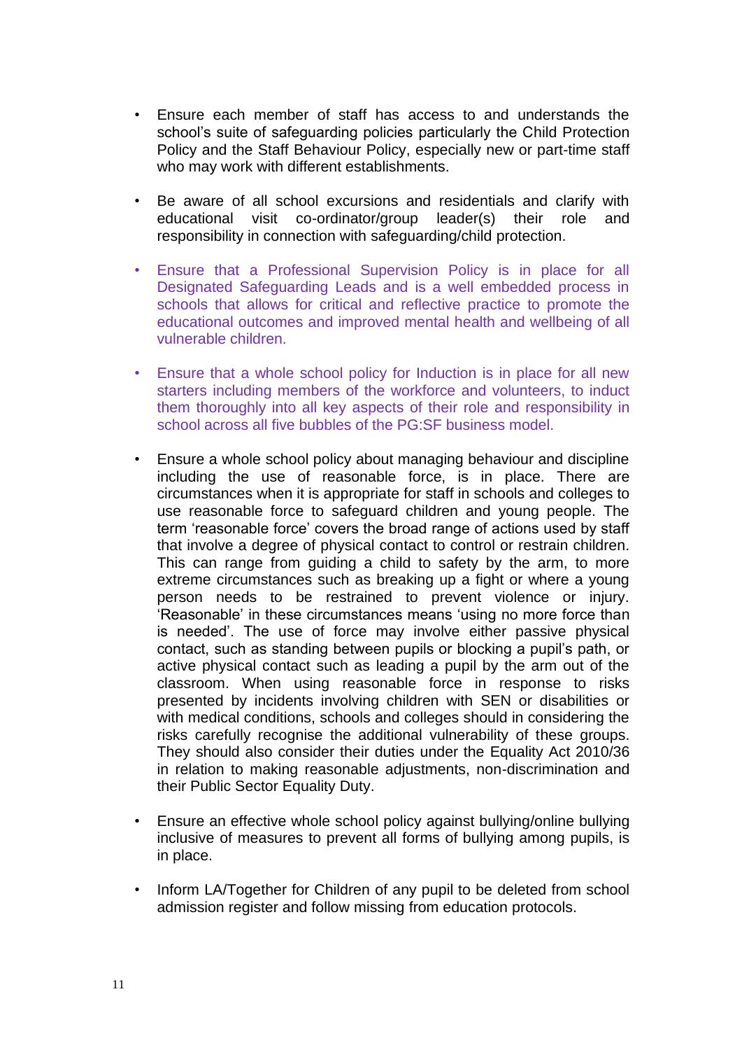- Ensure each member of staff has access to and understands the school's suite of safeguarding policies particularly the Child Protection Policy and the Staff Behaviour Policy, especially new or part-time staff who may work with different establishments.

- Be aware of all school excursions and residentials and clarify with educational visit co-ordinator/group leader(s) their role and responsibility in connection with safeguarding/child protection.

- Ensure that a Professional Supervision Policy is in place for all Designated Safeguarding Leads and is a well embedded process in schools that allows for critical and reflective practice to promote the educational outcomes and improved mental health and wellbeing of all vulnerable children.

- Ensure that a whole school policy for Induction is in place for all new starters including members of the workforce and volunteers, to induct them thoroughly into all key aspects of their role and responsibility in school across all five bubbles of the PG:SF business model.

- Ensure a whole school policy about managing behaviour and discipline including the use of reasonable force, is in place. There are circumstances when it is appropriate for staff in schools and colleges to use reasonable force to safeguard children and young people. The term 'reasonable force' covers the broad range of actions used by staff that involve a degree of physical contact to control or restrain children. This can range from guiding a child to safety by the arm, to more extreme circumstances such as breaking up a fight or where a young person needs to be restrained to prevent violence or injury. 'Reasonable' in these circumstances means 'using no more force than is needed'. The use of force may involve either passive physical contact, such as standing between pupils or blocking a pupil's path, or active physical contact such as leading a pupil by the arm out of the classroom. When using reasonable force in response to risks presented by incidents involving children with SEN or disabilities or with medical conditions, schools and colleges should in considering the risks carefully recognise the additional vulnerability of these groups. They should also consider their duties under the Equality Act 2010/36 in relation to making reasonable adjustments, non-discrimination and their Public Sector Equality Duty.

- Ensure an effective whole school policy against bullying/online bullying inclusive of measures to prevent all forms of bullying among pupils, is in place.

- Inform LA/Together for Children of any pupil to be deleted from school admission register and follow missing from education protocols.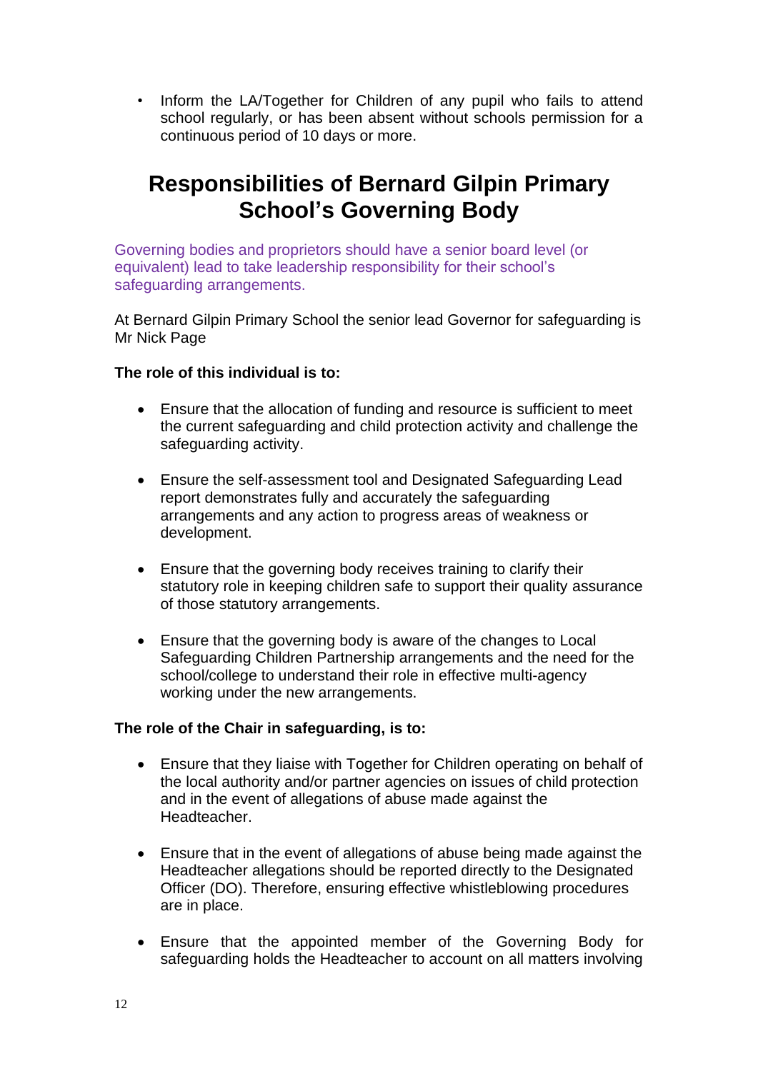- Inform the LA/Together for Children of any pupil who fails to attend school regularly, or has been absent without schools permission for a continuous period of 10 days or more.

# Responsibilities of Bernard Gilpin Primary School's Governing Body

Governing bodies and proprietors should have a senior board level (or equivalent) lead to take leadership responsibility for their school's safeguarding arrangements.

At Bernard Gilpin Primary School the senior lead Governor for safeguarding is Mr Nick Page

**The role of this individual is to:**

- Ensure that the allocation of funding and resource is sufficient to meet the current safeguarding and child protection activity and challenge the safeguarding activity.
- Ensure the self-assessment tool and Designated Safeguarding Lead report demonstrates fully and accurately the safeguarding arrangements and any action to progress areas of weakness or development.
- Ensure that the governing body receives training to clarify their statutory role in keeping children safe to support their quality assurance of those statutory arrangements.
- Ensure that the governing body is aware of the changes to Local Safeguarding Children Partnership arrangements and the need for the school/college to understand their role in effective multi-agency working under the new arrangements.

**The role of the Chair in safeguarding, is to:**

- Ensure that they liaise with Together for Children operating on behalf of the local authority and/or partner agencies on issues of child protection and in the event of allegations of abuse made against the Headteacher.
- Ensure that in the event of allegations of abuse being made against the Headteacher allegations should be reported directly to the Designated Officer (DO). Therefore, ensuring effective whistleblowing procedures are in place.
- Ensure that the appointed member of the Governing Body for safeguarding holds the Headteacher to account on all matters involving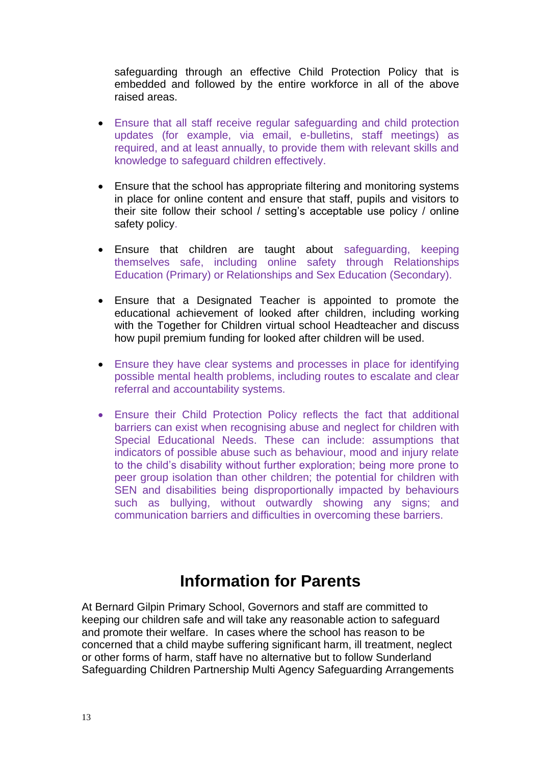safeguarding through an effective Child Protection Policy that is embedded and followed by the entire workforce in all of the above raised areas.

- Ensure that all staff receive regular safeguarding and child protection updates (for example, via email, e-bulletins, staff meetings) as required, and at least annually, to provide them with relevant skills and knowledge to safeguard children effectively.

- Ensure that the school has appropriate filtering and monitoring systems in place for online content and ensure that staff, pupils and visitors to their site follow their school / setting's acceptable use policy / online safety policy.

- Ensure that children are taught about safeguarding, keeping themselves safe, including online safety through Relationships Education (Primary) or Relationships and Sex Education (Secondary).

- Ensure that a Designated Teacher is appointed to promote the educational achievement of looked after children, including working with the Together for Children virtual school Headteacher and discuss how pupil premium funding for looked after children will be used.

- Ensure they have clear systems and processes in place for identifying possible mental health problems, including routes to escalate and clear referral and accountability systems.

- Ensure their Child Protection Policy reflects the fact that additional barriers can exist when recognising abuse and neglect for children with Special Educational Needs. These can include: assumptions that indicators of possible abuse such as behaviour, mood and injury relate to the child's disability without further exploration; being more prone to peer group isolation than other children; the potential for children with SEN and disabilities being disproportionally impacted by behaviours such as bullying, without outwardly showing any signs; and communication barriers and difficulties in overcoming these barriers.

# Information for Parents

At Bernard Gilpin Primary School, Governors and staff are committed to keeping our children safe and will take any reasonable action to safeguard and promote their welfare. In cases where the school has reason to be concerned that a child maybe suffering significant harm, ill treatment, neglect or other forms of harm, staff have no alternative but to follow Sunderland Safeguarding Children Partnership Multi Agency Safeguarding Arrangements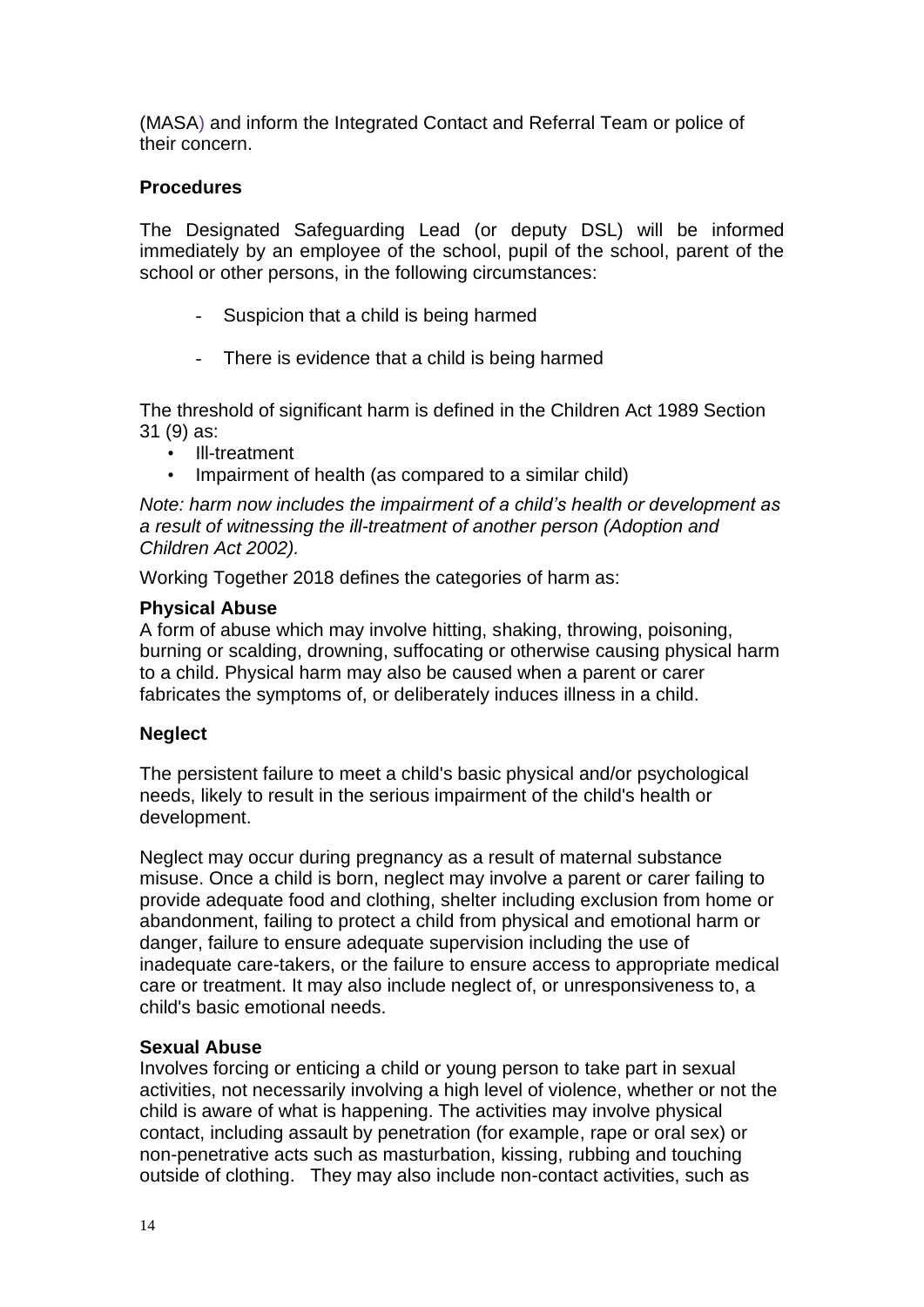(MASA) and inform the Integrated Contact and Referral Team or police of their concern.

**Procedures**

The Designated Safeguarding Lead (or deputy DSL) will be informed immediately by an employee of the school, pupil of the school, parent of the school or other persons, in the following circumstances:

- Suspicion that a child is being harmed
- There is evidence that a child is being harmed

The threshold of significant harm is defined in the Children Act 1989 Section 31 (9) as:

- Ill-treatment
- Impairment of health (as compared to a similar child)

*Note: harm now includes the impairment of a child's health or development as a result of witnessing the ill-treatment of another person (Adoption and Children Act 2002).*

Working Together 2018 defines the categories of harm as:

**Physical Abuse**

A form of abuse which may involve hitting, shaking, throwing, poisoning, burning or scalding, drowning, suffocating or otherwise causing physical harm to a child. Physical harm may also be caused when a parent or carer fabricates the symptoms of, or deliberately induces illness in a child.

**Neglect**

The persistent failure to meet a child's basic physical and/or psychological needs, likely to result in the serious impairment of the child's health or development.

Neglect may occur during pregnancy as a result of maternal substance misuse. Once a child is born, neglect may involve a parent or carer failing to provide adequate food and clothing, shelter including exclusion from home or abandonment, failing to protect a child from physical and emotional harm or danger, failure to ensure adequate supervision including the use of inadequate care-takers, or the failure to ensure access to appropriate medical care or treatment. It may also include neglect of, or unresponsiveness to, a child's basic emotional needs.

**Sexual Abuse**

Involves forcing or enticing a child or young person to take part in sexual activities, not necessarily involving a high level of violence, whether or not the child is aware of what is happening. The activities may involve physical contact, including assault by penetration (for example, rape or oral sex) or non-penetrative acts such as masturbation, kissing, rubbing and touching outside of clothing. They may also include non-contact activities, such as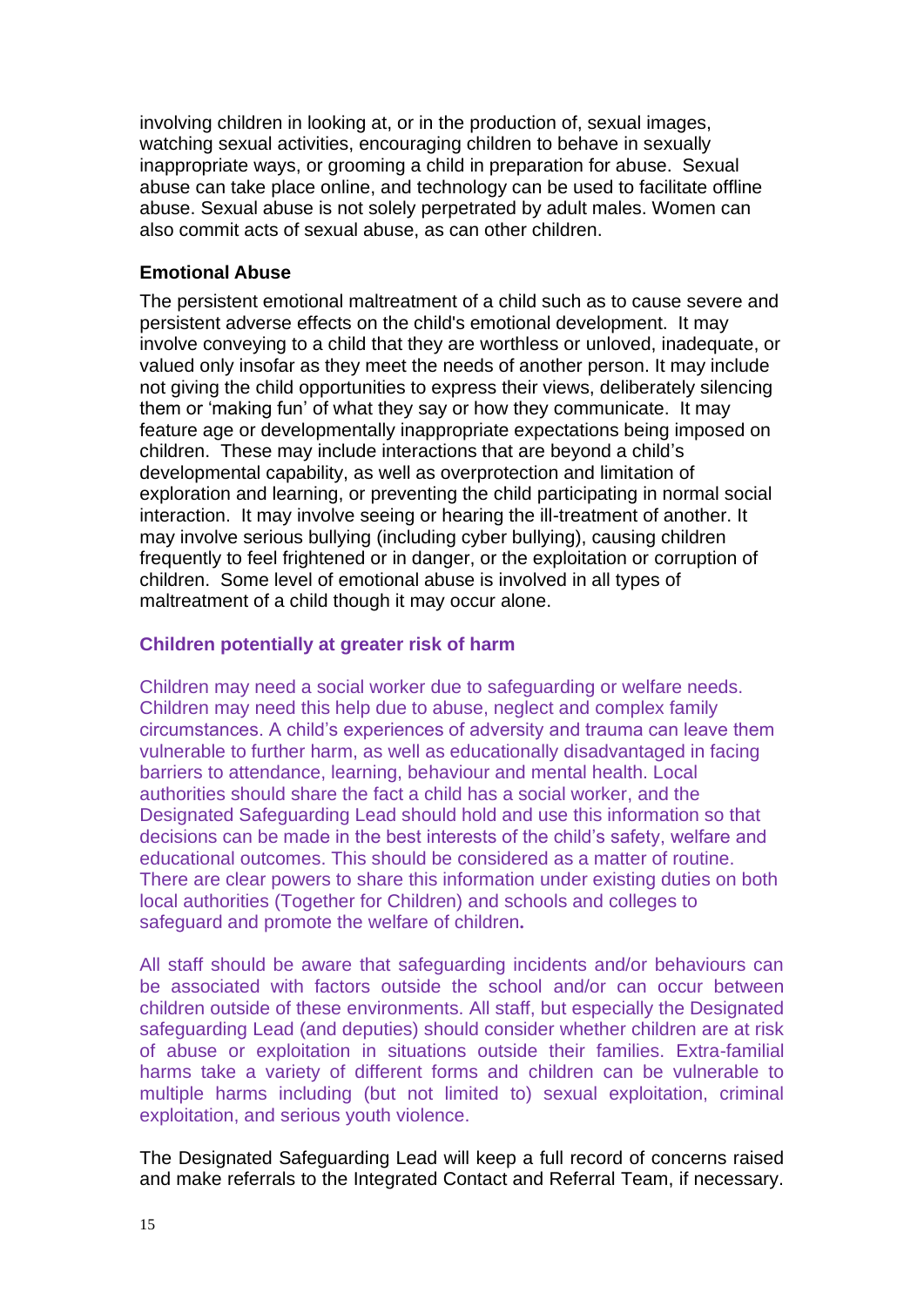involving children in looking at, or in the production of, sexual images, watching sexual activities, encouraging children to behave in sexually inappropriate ways, or grooming a child in preparation for abuse. Sexual abuse can take place online, and technology can be used to facilitate offline abuse. Sexual abuse is not solely perpetrated by adult males. Women can also commit acts of sexual abuse, as can other children.

**Emotional Abuse**

The persistent emotional maltreatment of a child such as to cause severe and persistent adverse effects on the child's emotional development. It may involve conveying to a child that they are worthless or unloved, inadequate, or valued only insofar as they meet the needs of another person. It may include not giving the child opportunities to express their views, deliberately silencing them or 'making fun' of what they say or how they communicate. It may feature age or developmentally inappropriate expectations being imposed on children. These may include interactions that are beyond a child's developmental capability, as well as overprotection and limitation of exploration and learning, or preventing the child participating in normal social interaction. It may involve seeing or hearing the ill-treatment of another. It may involve serious bullying (including cyber bullying), causing children frequently to feel frightened or in danger, or the exploitation or corruption of children. Some level of emotional abuse is involved in all types of maltreatment of a child though it may occur alone.

**Children potentially at greater risk of harm**

Children may need a social worker due to safeguarding or welfare needs. Children may need this help due to abuse, neglect and complex family circumstances. A child's experiences of adversity and trauma can leave them vulnerable to further harm, as well as educationally disadvantaged in facing barriers to attendance, learning, behaviour and mental health. Local authorities should share the fact a child has a social worker, and the Designated Safeguarding Lead should hold and use this information so that decisions can be made in the best interests of the child's safety, welfare and educational outcomes. This should be considered as a matter of routine. There are clear powers to share this information under existing duties on both local authorities (Together for Children) and schools and colleges to safeguard and promote the welfare of children.

All staff should be aware that safeguarding incidents and/or behaviours can be associated with factors outside the school and/or can occur between children outside of these environments. All staff, but especially the Designated safeguarding Lead (and deputies) should consider whether children are at risk of abuse or exploitation in situations outside their families. Extra-familial harms take a variety of different forms and children can be vulnerable to multiple harms including (but not limited to) sexual exploitation, criminal exploitation, and serious youth violence.

The Designated Safeguarding Lead will keep a full record of concerns raised and make referrals to the Integrated Contact and Referral Team, if necessary.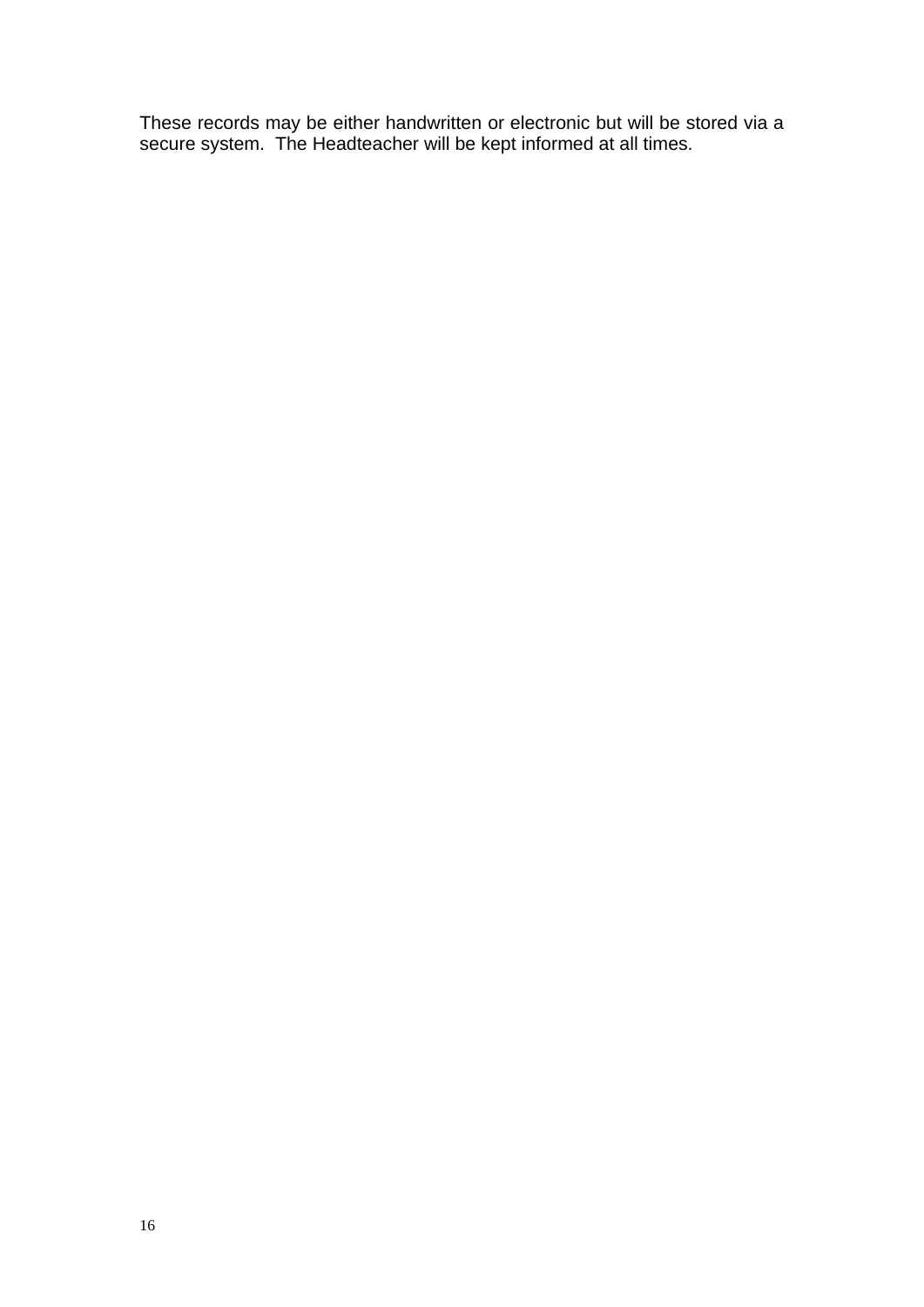These records may be either handwritten or electronic but will be stored via a secure system. The Headteacher will be kept informed at all times.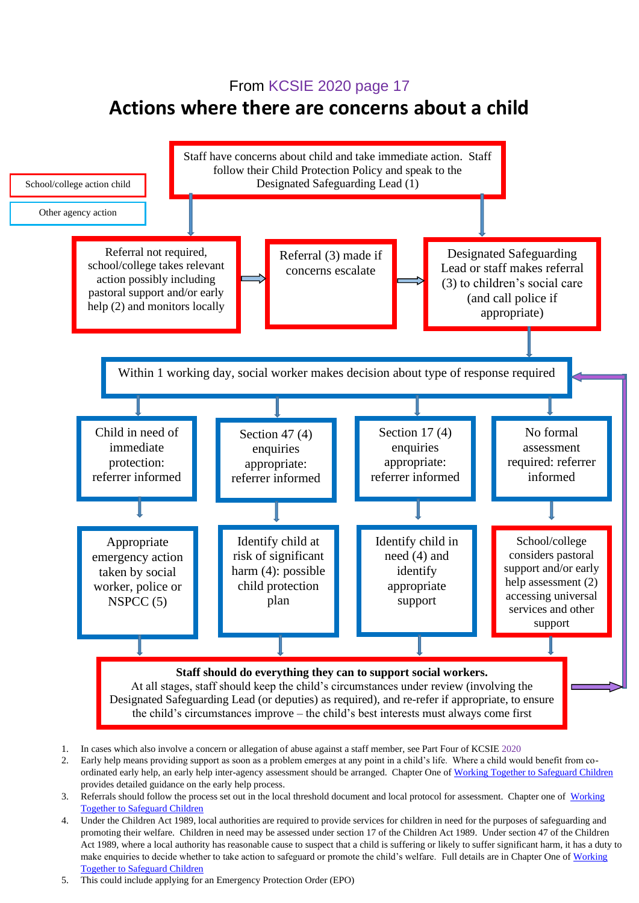From KCSIE 2020 page 17

# Actions where there are concerns about a child

School/college action child

Other agency action

Staff have concerns about child and take immediate action. Staff follow their Child Protection Policy and speak to the Designated Safeguarding Lead (1)

Referral not required, school/college takes relevant action possibly including pastoral support and/or early help (2) and monitors locally

Referral (3) made if concerns escalate

Designated Safeguarding Lead or staff makes referral (3) to children's social care (and call police if appropriate)

Within 1 working day, social worker makes decision about type of response required

Child in need of immediate protection: referrer informed

Section 47 (4) enquiries appropriate: referrer informed

Section 17 (4) enquiries appropriate: referrer informed

No formal assessment required: referrer informed

Appropriate emergency action taken by social worker, police or NSPCC (5)

Identify child at risk of significant harm (4): possible child protection plan

Identify child in need (4) and identify appropriate support

School/college considers pastoral support and/or early help assessment (2) accessing universal services and other support

**Staff should do everything they can to support social workers.**
At all stages, staff should keep the child's circumstances under review (involving the Designated Safeguarding Lead (or deputies) as required), and re-refer if appropriate, to ensure the child's circumstances improve – the child's best interests must always come first

1. In cases which also involve a concern or allegation of abuse against a staff member, see Part Four of KCSIE 2020
2. Early help means providing support as soon as a problem emerges at any point in a child's life. Where a child would benefit from co-ordinated early help, an early help inter-agency assessment should be arranged. Chapter One of Working Together to Safeguard Children provides detailed guidance on the early help process.
3. Referrals should follow the process set out in the local threshold document and local protocol for assessment. Chapter one of Working Together to Safeguard Children
4. Under the Children Act 1989, local authorities are required to provide services for children in need for the purposes of safeguarding and promoting their welfare. Children in need may be assessed under section 17 of the Children Act 1989. Under section 47 of the Children Act 1989, where a local authority has reasonable cause to suspect that a child is suffering or likely to suffer significant harm, it has a duty to make enquiries to decide whether to take action to safeguard or promote the child's welfare. Full details are in Chapter One of Working Together to Safeguard Children
5. This could include applying for an Emergency Protection Order (EPO)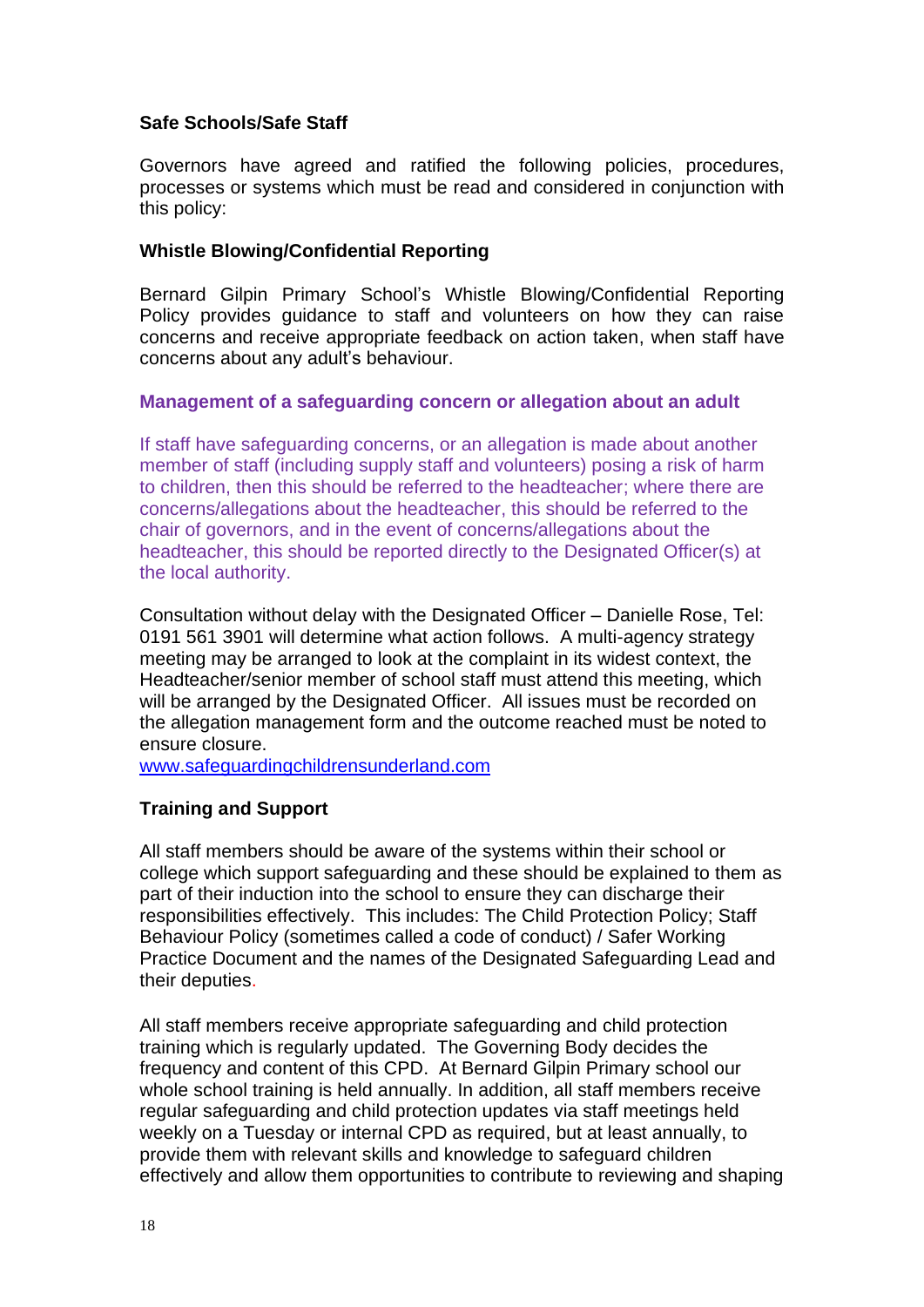**Safe Schools/Safe Staff**

Governors have agreed and ratified the following policies, procedures, processes or systems which must be read and considered in conjunction with this policy:

**Whistle Blowing/Confidential Reporting**

Bernard Gilpin Primary School's Whistle Blowing/Confidential Reporting Policy provides guidance to staff and volunteers on how they can raise concerns and receive appropriate feedback on action taken, when staff have concerns about any adult's behaviour.

**Management of a safeguarding concern or allegation about an adult**

If staff have safeguarding concerns, or an allegation is made about another member of staff (including supply staff and volunteers) posing a risk of harm to children, then this should be referred to the headteacher; where there are concerns/allegations about the headteacher, this should be referred to the chair of governors, and in the event of concerns/allegations about the headteacher, this should be reported directly to the Designated Officer(s) at the local authority.

Consultation without delay with the Designated Officer – Danielle Rose, Tel: 0191 561 3901 will determine what action follows. A multi-agency strategy meeting may be arranged to look at the complaint in its widest context, the Headteacher/senior member of school staff must attend this meeting, which will be arranged by the Designated Officer. All issues must be recorded on the allegation management form and the outcome reached must be noted to ensure closure.
www.safeguardingchildrensunderland.com

**Training and Support**

All staff members should be aware of the systems within their school or college which support safeguarding and these should be explained to them as part of their induction into the school to ensure they can discharge their responsibilities effectively. This includes: The Child Protection Policy; Staff Behaviour Policy (sometimes called a code of conduct) / Safer Working Practice Document and the names of the Designated Safeguarding Lead and their deputies.

All staff members receive appropriate safeguarding and child protection training which is regularly updated. The Governing Body decides the frequency and content of this CPD. At Bernard Gilpin Primary school our whole school training is held annually. In addition, all staff members receive regular safeguarding and child protection updates via staff meetings held weekly on a Tuesday or internal CPD as required, but at least annually, to provide them with relevant skills and knowledge to safeguard children effectively and allow them opportunities to contribute to reviewing and shaping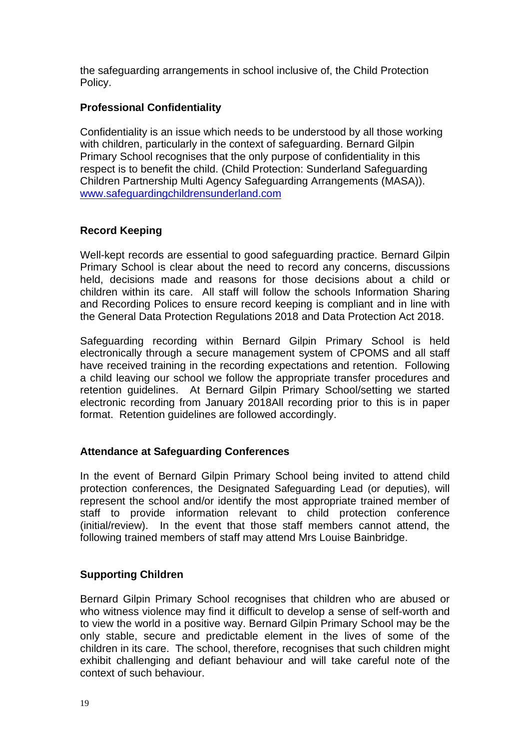the safeguarding arrangements in school inclusive of, the Child Protection Policy.

**Professional Confidentiality**

Confidentiality is an issue which needs to be understood by all those working with children, particularly in the context of safeguarding. Bernard Gilpin Primary School recognises that the only purpose of confidentiality in this respect is to benefit the child. (Child Protection: Sunderland Safeguarding Children Partnership Multi Agency Safeguarding Arrangements (MASA)). [www.safeguardingchildrensunderland.com](www.safeguardingchildrensunderland.com)

**Record Keeping**

Well-kept records are essential to good safeguarding practice. Bernard Gilpin Primary School is clear about the need to record any concerns, discussions held, decisions made and reasons for those decisions about a child or children within its care. All staff will follow the schools Information Sharing and Recording Polices to ensure record keeping is compliant and in line with the General Data Protection Regulations 2018 and Data Protection Act 2018.

Safeguarding recording within Bernard Gilpin Primary School is held electronically through a secure management system of CPOMS and all staff have received training in the recording expectations and retention. Following a child leaving our school we follow the appropriate transfer procedures and retention guidelines. At Bernard Gilpin Primary School/setting we started electronic recording from January 2018All recording prior to this is in paper format. Retention guidelines are followed accordingly.

**Attendance at Safeguarding Conferences**

In the event of Bernard Gilpin Primary School being invited to attend child protection conferences, the Designated Safeguarding Lead (or deputies), will represent the school and/or identify the most appropriate trained member of staff to provide information relevant to child protection conference (initial/review). In the event that those staff members cannot attend, the following trained members of staff may attend Mrs Louise Bainbridge.

**Supporting Children**

Bernard Gilpin Primary School recognises that children who are abused or who witness violence may find it difficult to develop a sense of self-worth and to view the world in a positive way. Bernard Gilpin Primary School may be the only stable, secure and predictable element in the lives of some of the children in its care. The school, therefore, recognises that such children might exhibit challenging and defiant behaviour and will take careful note of the context of such behaviour.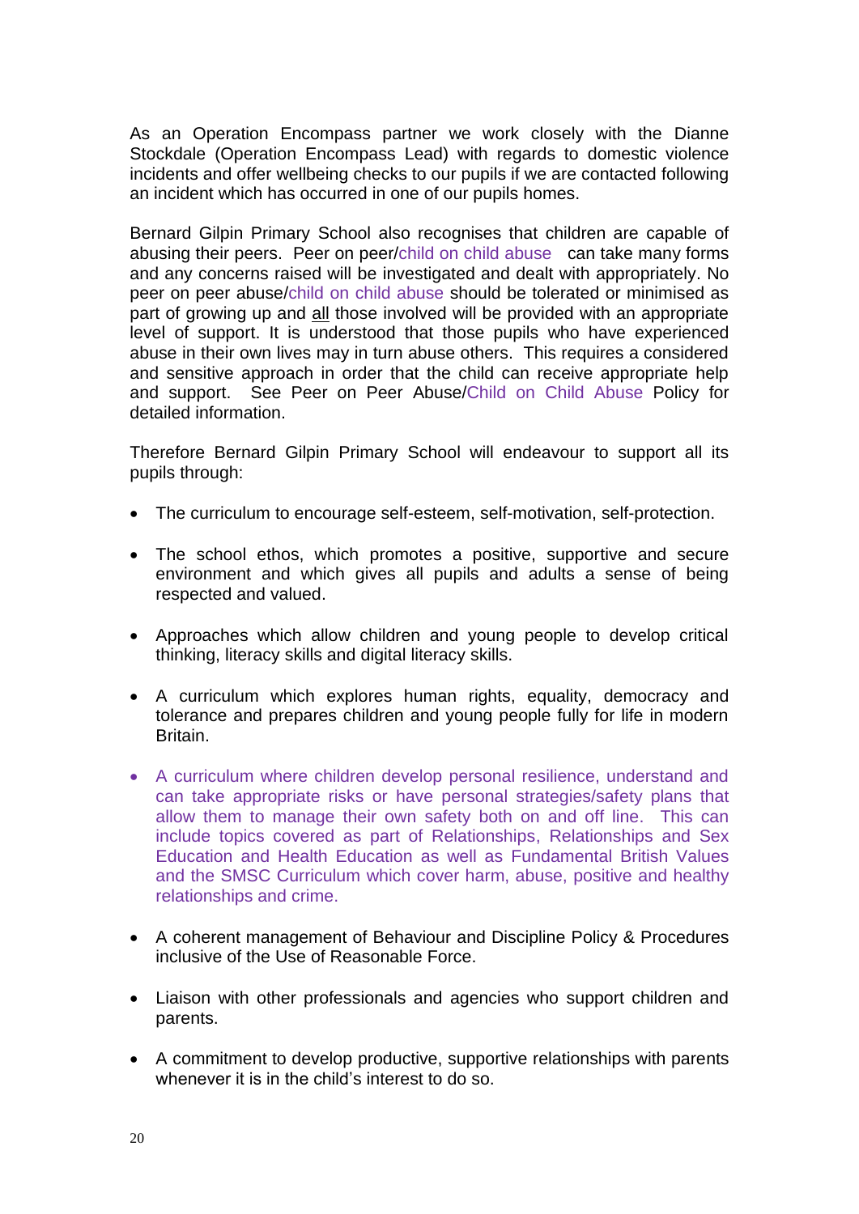As an Operation Encompass partner we work closely with the Dianne Stockdale (Operation Encompass Lead) with regards to domestic violence incidents and offer wellbeing checks to our pupils if we are contacted following an incident which has occurred in one of our pupils homes.

Bernard Gilpin Primary School also recognises that children are capable of abusing their peers. Peer on peer/child on child abuse can take many forms and any concerns raised will be investigated and dealt with appropriately. No peer on peer abuse/child on child abuse should be tolerated or minimised as part of growing up and <u>all</u> those involved will be provided with an appropriate level of support. It is understood that those pupils who have experienced abuse in their own lives may in turn abuse others. This requires a considered and sensitive approach in order that the child can receive appropriate help and support. See Peer on Peer Abuse/Child on Child Abuse Policy for detailed information.

Therefore Bernard Gilpin Primary School will endeavour to support all its pupils through:

- The curriculum to encourage self-esteem, self-motivation, self-protection.
- The school ethos, which promotes a positive, supportive and secure environment and which gives all pupils and adults a sense of being respected and valued.
- Approaches which allow children and young people to develop critical thinking, literacy skills and digital literacy skills.
- A curriculum which explores human rights, equality, democracy and tolerance and prepares children and young people fully for life in modern Britain.
- A curriculum where children develop personal resilience, understand and can take appropriate risks or have personal strategies/safety plans that allow them to manage their own safety both on and off line. This can include topics covered as part of Relationships, Relationships and Sex Education and Health Education as well as Fundamental British Values and the SMSC Curriculum which cover harm, abuse, positive and healthy relationships and crime.
- A coherent management of Behaviour and Discipline Policy & Procedures inclusive of the Use of Reasonable Force.
- Liaison with other professionals and agencies who support children and parents.
- A commitment to develop productive, supportive relationships with parents whenever it is in the child's interest to do so.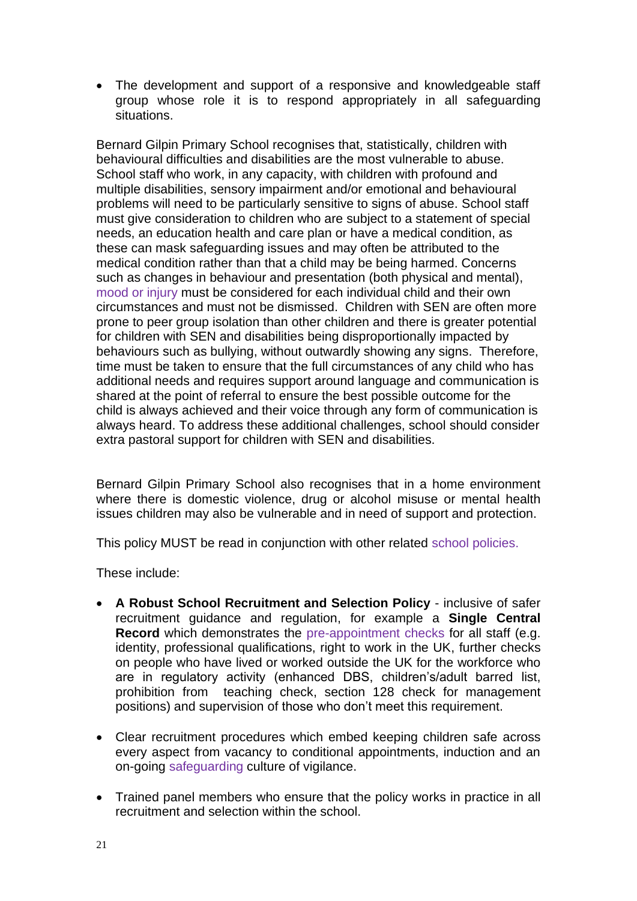- The development and support of a responsive and knowledgeable staff group whose role it is to respond appropriately in all safeguarding situations.

Bernard Gilpin Primary School recognises that, statistically, children with behavioural difficulties and disabilities are the most vulnerable to abuse. School staff who work, in any capacity, with children with profound and multiple disabilities, sensory impairment and/or emotional and behavioural problems will need to be particularly sensitive to signs of abuse. School staff must give consideration to children who are subject to a statement of special needs, an education health and care plan or have a medical condition, as these can mask safeguarding issues and may often be attributed to the medical condition rather than that a child may be being harmed. Concerns such as changes in behaviour and presentation (both physical and mental), mood or injury must be considered for each individual child and their own circumstances and must not be dismissed. Children with SEN are often more prone to peer group isolation than other children and there is greater potential for children with SEN and disabilities being disproportionally impacted by behaviours such as bullying, without outwardly showing any signs. Therefore, time must be taken to ensure that the full circumstances of any child who has additional needs and requires support around language and communication is shared at the point of referral to ensure the best possible outcome for the child is always achieved and their voice through any form of communication is always heard. To address these additional challenges, school should consider extra pastoral support for children with SEN and disabilities.

Bernard Gilpin Primary School also recognises that in a home environment where there is domestic violence, drug or alcohol misuse or mental health issues children may also be vulnerable and in need of support and protection.

This policy MUST be read in conjunction with other related school policies.

These include:

- **A Robust School Recruitment and Selection Policy** - inclusive of safer recruitment guidance and regulation, for example a **Single Central Record** which demonstrates the pre-appointment checks for all staff (e.g. identity, professional qualifications, right to work in the UK, further checks on people who have lived or worked outside the UK for the workforce who are in regulatory activity (enhanced DBS, children's/adult barred list, prohibition from teaching check, section 128 check for management positions) and supervision of those who don't meet this requirement.

- Clear recruitment procedures which embed keeping children safe across every aspect from vacancy to conditional appointments, induction and an on-going safeguarding culture of vigilance.

- Trained panel members who ensure that the policy works in practice in all recruitment and selection within the school.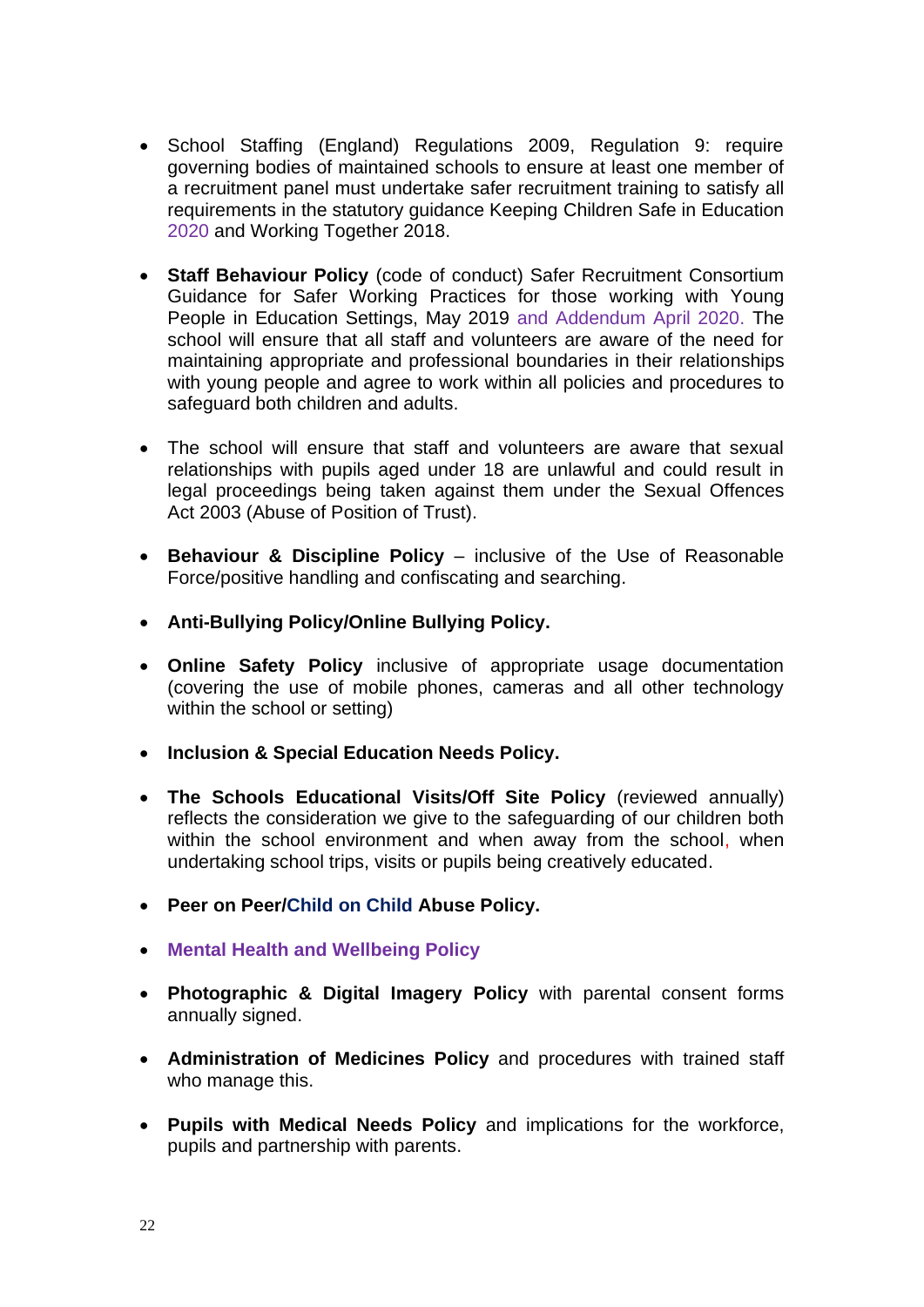- School Staffing (England) Regulations 2009, Regulation 9: require governing bodies of maintained schools to ensure at least one member of a recruitment panel must undertake safer recruitment training to satisfy all requirements in the statutory guidance Keeping Children Safe in Education 2020 and Working Together 2018.

- **Staff Behaviour Policy** (code of conduct) Safer Recruitment Consortium Guidance for Safer Working Practices for those working with Young People in Education Settings, May 2019 and Addendum April 2020. The school will ensure that all staff and volunteers are aware of the need for maintaining appropriate and professional boundaries in their relationships with young people and agree to work within all policies and procedures to safeguard both children and adults.

- The school will ensure that staff and volunteers are aware that sexual relationships with pupils aged under 18 are unlawful and could result in legal proceedings being taken against them under the Sexual Offences Act 2003 (Abuse of Position of Trust).

- **Behaviour & Discipline Policy** – inclusive of the Use of Reasonable Force/positive handling and confiscating and searching.

- **Anti-Bullying Policy/Online Bullying Policy.**

- **Online Safety Policy** inclusive of appropriate usage documentation (covering the use of mobile phones, cameras and all other technology within the school or setting)

- **Inclusion & Special Education Needs Policy.**

- **The Schools Educational Visits/Off Site Policy** (reviewed annually) reflects the consideration we give to the safeguarding of our children both within the school environment and when away from the school, when undertaking school trips, visits or pupils being creatively educated.

- **Peer on Peer/Child on Child Abuse Policy.**

- **Mental Health and Wellbeing Policy**

- **Photographic & Digital Imagery Policy** with parental consent forms annually signed.

- **Administration of Medicines Policy** and procedures with trained staff who manage this.

- **Pupils with Medical Needs Policy** and implications for the workforce, pupils and partnership with parents.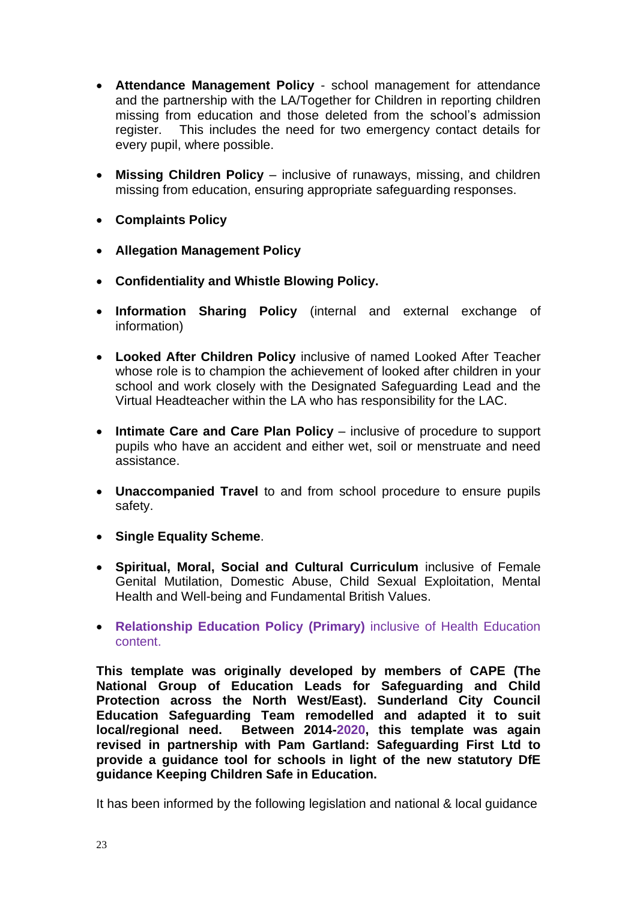- **Attendance Management Policy** - school management for attendance and the partnership with the LA/Together for Children in reporting children missing from education and those deleted from the school's admission register. This includes the need for two emergency contact details for every pupil, where possible.

- **Missing Children Policy** – inclusive of runaways, missing, and children missing from education, ensuring appropriate safeguarding responses.

- **Complaints Policy**

- **Allegation Management Policy**

- **Confidentiality and Whistle Blowing Policy.**

- **Information Sharing Policy** (internal and external exchange of information)

- **Looked After Children Policy** inclusive of named Looked After Teacher whose role is to champion the achievement of looked after children in your school and work closely with the Designated Safeguarding Lead and the Virtual Headteacher within the LA who has responsibility for the LAC.

- **Intimate Care and Care Plan Policy** – inclusive of procedure to support pupils who have an accident and either wet, soil or menstruate and need assistance.

- **Unaccompanied Travel** to and from school procedure to ensure pupils safety.

- **Single Equality Scheme**.

- **Spiritual, Moral, Social and Cultural Curriculum** inclusive of Female Genital Mutilation, Domestic Abuse, Child Sexual Exploitation, Mental Health and Well-being and Fundamental British Values.

- **Relationship Education Policy (Primary)** inclusive of Health Education content.

**This template was originally developed by members of CAPE (The National Group of Education Leads for Safeguarding and Child Protection across the North West/East). Sunderland City Council Education Safeguarding Team remodelled and adapted it to suit local/regional need. Between 2014-2020, this template was again revised in partnership with Pam Gartland: Safeguarding First Ltd to provide a guidance tool for schools in light of the new statutory DfE guidance Keeping Children Safe in Education.**

It has been informed by the following legislation and national & local guidance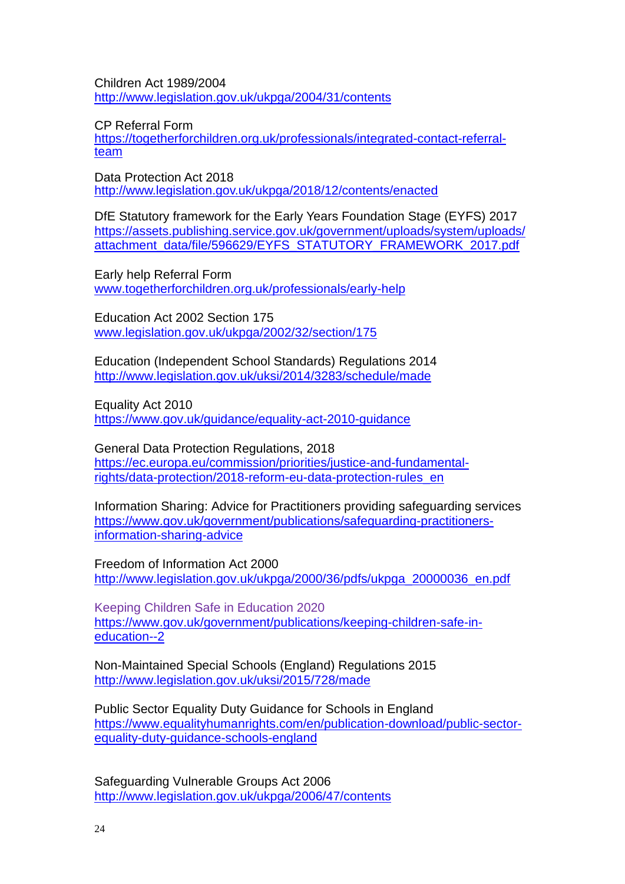Children Act 1989/2004
http://www.legislation.gov.uk/ukpga/2004/31/contents

CP Referral Form
https://togetherforchildren.org.uk/professionals/integrated-contact-referral-team

Data Protection Act 2018
http://www.legislation.gov.uk/ukpga/2018/12/contents/enacted

DfE Statutory framework for the Early Years Foundation Stage (EYFS) 2017
https://assets.publishing.service.gov.uk/government/uploads/system/uploads/attachment_data/file/596629/EYFS_STATUTORY_FRAMEWORK_2017.pdf

Early help Referral Form
www.togetherforchildren.org.uk/professionals/early-help

Education Act 2002 Section 175
www.legislation.gov.uk/ukpga/2002/32/section/175

Education (Independent School Standards) Regulations 2014
http://www.legislation.gov.uk/uksi/2014/3283/schedule/made

Equality Act 2010
https://www.gov.uk/guidance/equality-act-2010-guidance

General Data Protection Regulations, 2018
https://ec.europa.eu/commission/priorities/justice-and-fundamental-rights/data-protection/2018-reform-eu-data-protection-rules_en

Information Sharing: Advice for Practitioners providing safeguarding services
https://www.gov.uk/government/publications/safeguarding-practitioners-information-sharing-advice

Freedom of Information Act 2000
http://www.legislation.gov.uk/ukpga/2000/36/pdfs/ukpga_20000036_en.pdf

Keeping Children Safe in Education 2020
https://www.gov.uk/government/publications/keeping-children-safe-in-education--2

Non-Maintained Special Schools (England) Regulations 2015
http://www.legislation.gov.uk/uksi/2015/728/made

Public Sector Equality Duty Guidance for Schools in England
https://www.equalityhumanrights.com/en/publication-download/public-sector-equality-duty-guidance-schools-england

Safeguarding Vulnerable Groups Act 2006
http://www.legislation.gov.uk/ukpga/2006/47/contents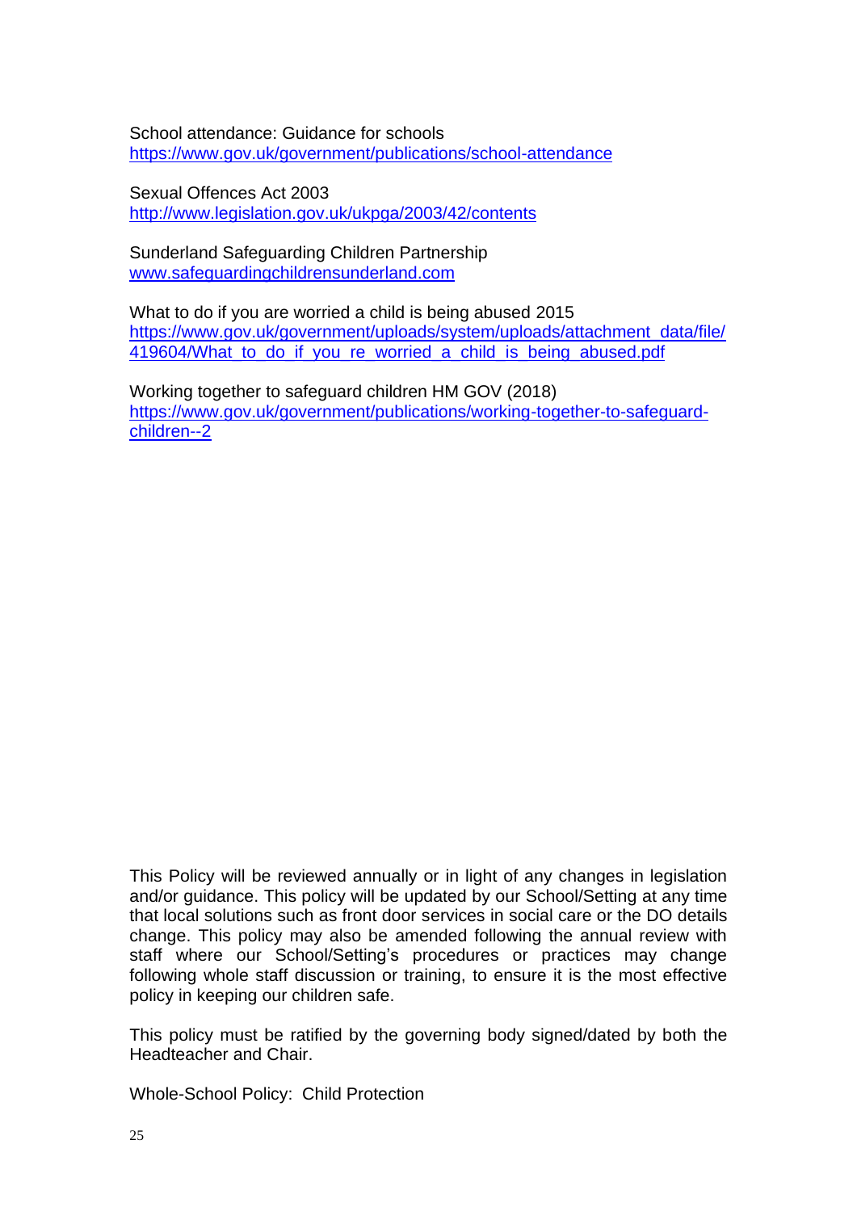School attendance: Guidance for schools
https://www.gov.uk/government/publications/school-attendance

Sexual Offences Act 2003
http://www.legislation.gov.uk/ukpga/2003/42/contents

Sunderland Safeguarding Children Partnership
www.safeguardingchildrensunderland.com

What to do if you are worried a child is being abused 2015
https://www.gov.uk/government/uploads/system/uploads/attachment_data/file/419604/What_to_do_if_you_re_worried_a_child_is_being_abused.pdf

Working together to safeguard children HM GOV (2018)
https://www.gov.uk/government/publications/working-together-to-safeguard-children--2

This Policy will be reviewed annually or in light of any changes in legislation and/or guidance. This policy will be updated by our School/Setting at any time that local solutions such as front door services in social care or the DO details change. This policy may also be amended following the annual review with staff where our School/Setting's procedures or practices may change following whole staff discussion or training, to ensure it is the most effective policy in keeping our children safe.

This policy must be ratified by the governing body signed/dated by both the Headteacher and Chair.

Whole-School Policy: Child Protection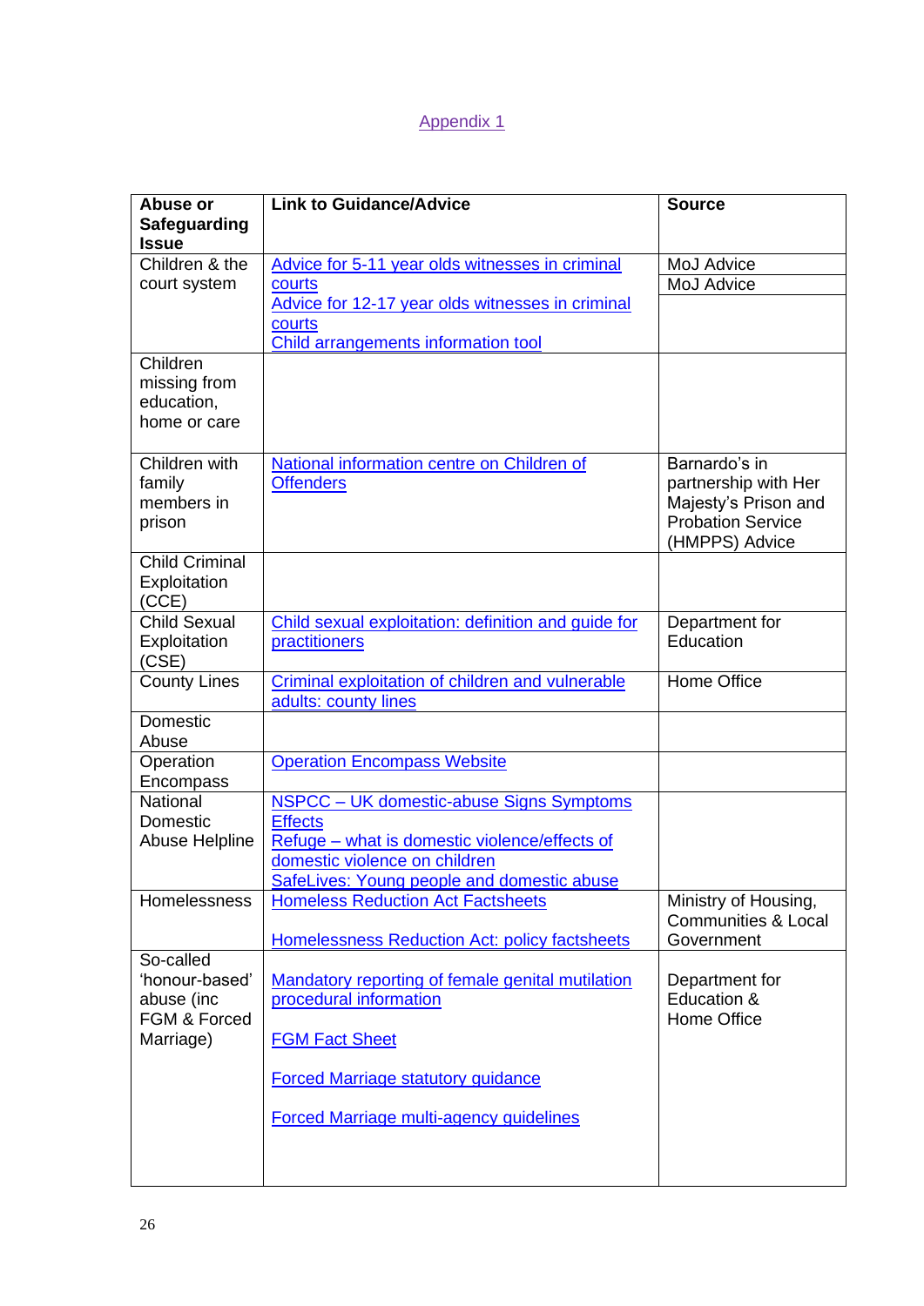Appendix 1

| Abuse or Safeguarding Issue | Link to Guidance/Advice | Source |
|---|---|---|
| Children & the court system | Advice for 5-11 year olds witnesses in criminal courts<br>Advice for 12-17 year olds witnesses in criminal courts<br>Child arrangements information tool | MoJ Advice<br>MoJ Advice |
| Children missing from education, home or care | | |
| Children with family members in prison | National information centre on Children of Offenders | Barnardo's in partnership with Her Majesty's Prison and Probation Service (HMPPS) Advice |
| Child Criminal Exploitation (CCE) | | |
| Child Sexual Exploitation (CSE) | Child sexual exploitation: definition and guide for practitioners | Department for Education |
| County Lines | Criminal exploitation of children and vulnerable adults: county lines | Home Office |
| Domestic Abuse | | |
| Operation Encompass | Operation Encompass Website | |
| National Domestic Abuse Helpline | NSPCC – UK domestic-abuse Signs Symptoms Effects<br>Refuge – what is domestic violence/effects of domestic violence on children<br>SafeLives: Young people and domestic abuse | |
| Homelessness | Homeless Reduction Act Factsheets<br><br>Homelessness Reduction Act: policy factsheets | Ministry of Housing, Communities & Local Government |
| So-called 'honour-based' abuse (inc FGM & Forced Marriage) | Mandatory reporting of female genital mutilation procedural information<br><br>FGM Fact Sheet<br><br>Forced Marriage statutory guidance<br><br>Forced Marriage multi-agency guidelines | Department for Education & Home Office |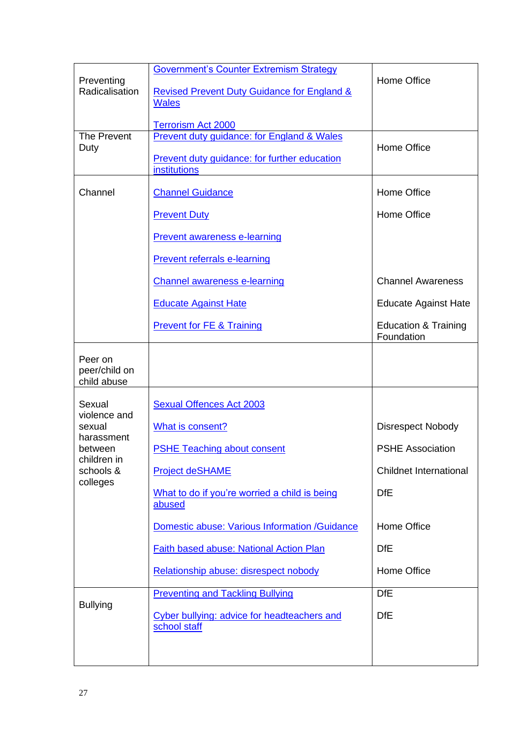| | | |
|---|---|---|
| Preventing Radicalisation | Government's Counter Extremism Strategy<br><br>Revised Prevent Duty Guidance for England & Wales<br><br>Terrorism Act 2000 | Home Office |
| The Prevent Duty | Prevent duty guidance: for England & Wales<br><br>Prevent duty guidance: for further education institutions | Home Office |
| Channel | Channel Guidance<br><br>Prevent Duty<br><br>Prevent awareness e-learning<br><br>Prevent referrals e-learning<br><br>Channel awareness e-learning<br><br>Educate Against Hate<br><br>Prevent for FE & Training | Home Office<br><br>Home Office<br><br><br><br><br><br>Channel Awareness<br><br>Educate Against Hate<br><br>Education & Training Foundation |
| Peer on peer/child on child abuse | | |
| Sexual violence and sexual harassment between children in schools & colleges | Sexual Offences Act 2003<br><br>What is consent?<br><br>PSHE Teaching about consent<br><br>Project deSHAME<br><br>What to do if you're worried a child is being abused<br><br>Domestic abuse: Various Information /Guidance<br><br>Faith based abuse: National Action Plan<br><br>Relationship abuse: disrespect nobody | <br><br>Disrespect Nobody<br><br>PSHE Association<br><br>Childnet International<br><br>DfE<br><br>Home Office<br><br>DfE<br><br>Home Office |
| Bullying | Preventing and Tackling Bullying<br><br>Cyber bullying: advice for headteachers and school staff | DfE<br><br>DfE |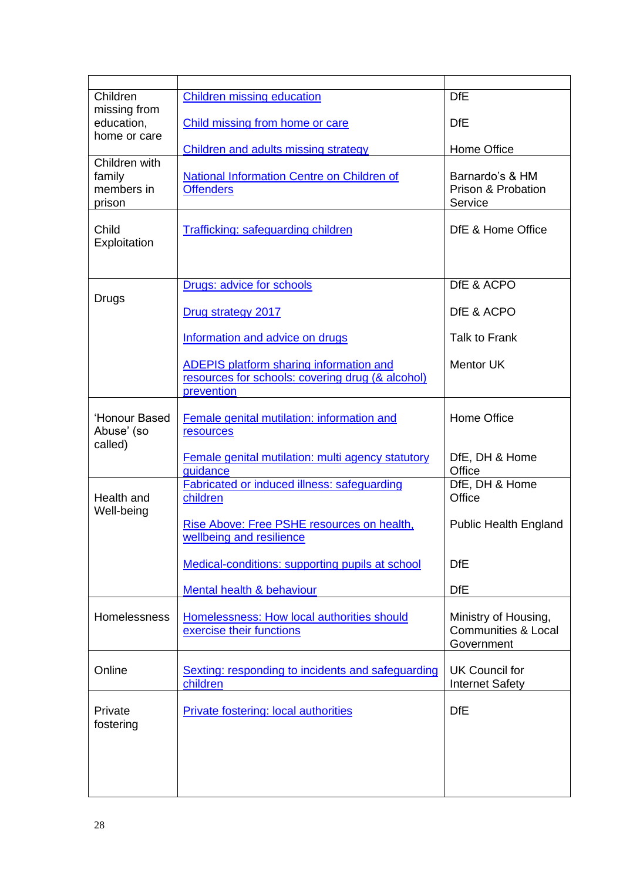| | | |
|---|---|---|
| Children missing from education, home or care | Children missing education<br><br>Child missing from home or care<br><br>Children and adults missing strategy | DfE<br><br>DfE<br><br>Home Office |
| Children with family members in prison | National Information Centre on Children of Offenders | Barnardo's & HM Prison & Probation Service |
| Child Exploitation | Trafficking: safeguarding children | DfE & Home Office |
| Drugs | Drugs: advice for schools<br><br>Drug strategy 2017<br><br>Information and advice on drugs<br><br>ADEPIS platform sharing information and resources for schools: covering drug (& alcohol) prevention | DfE & ACPO<br><br>DfE & ACPO<br><br>Talk to Frank<br><br>Mentor UK |
| 'Honour Based Abuse' (so called) | Female genital mutilation: information and resources<br><br>Female genital mutilation: multi agency statutory guidance | Home Office<br><br>DfE, DH & Home Office |
| Health and Well-being | Fabricated or induced illness: safeguarding children<br><br>Rise Above: Free PSHE resources on health, wellbeing and resilience<br><br>Medical-conditions: supporting pupils at school<br><br>Mental health & behaviour | DfE, DH & Home Office<br><br>Public Health England<br><br>DfE<br><br>DfE |
| Homelessness | Homelessness: How local authorities should exercise their functions | Ministry of Housing, Communities & Local Government |
| Online | Sexting: responding to incidents and safeguarding children | UK Council for Internet Safety |
| Private fostering | Private fostering: local authorities | DfE |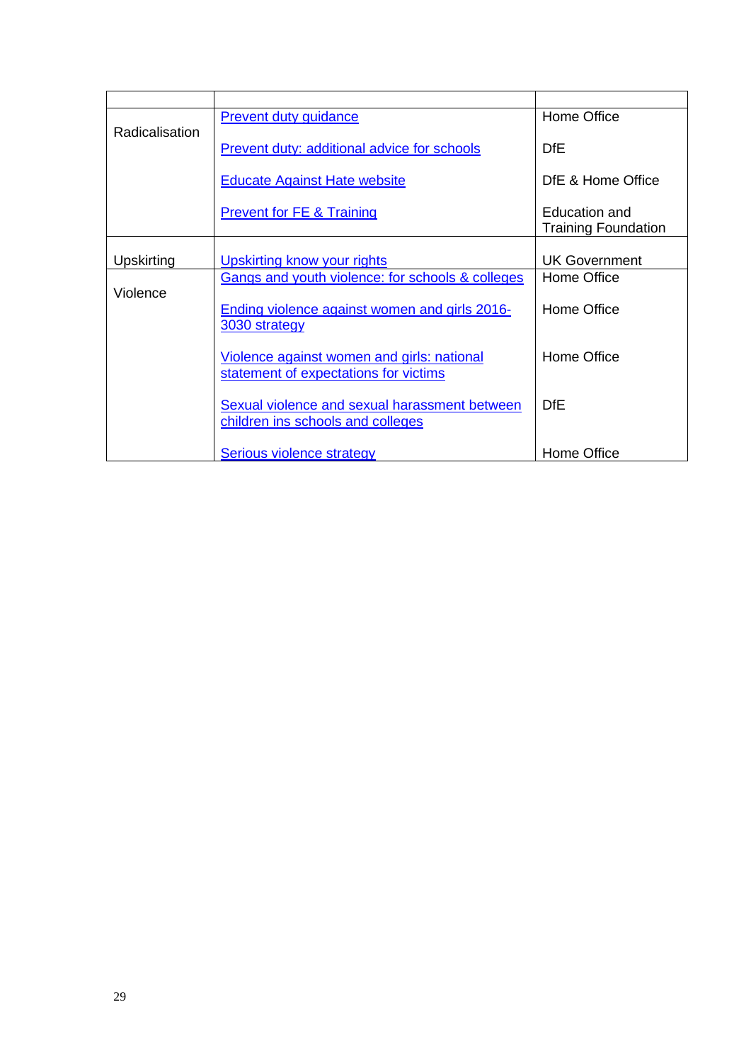| | | |
|---|---|---|
| Radicalisation | Prevent duty guidance | Home Office |
| | Prevent duty: additional advice for schools | DfE |
| | Educate Against Hate website | DfE & Home Office |
| | Prevent for FE & Training | Education and Training Foundation |
| Upskirting | Upskirting know your rights | UK Government |
| Violence | Gangs and youth violence: for schools & colleges | Home Office |
| | Ending violence against women and girls 2016-3030 strategy | Home Office |
| | Violence against women and girls: national statement of expectations for victims | Home Office |
| | Sexual violence and sexual harassment between children ins schools and colleges | DfE |
| | Serious violence strategy | Home Office |